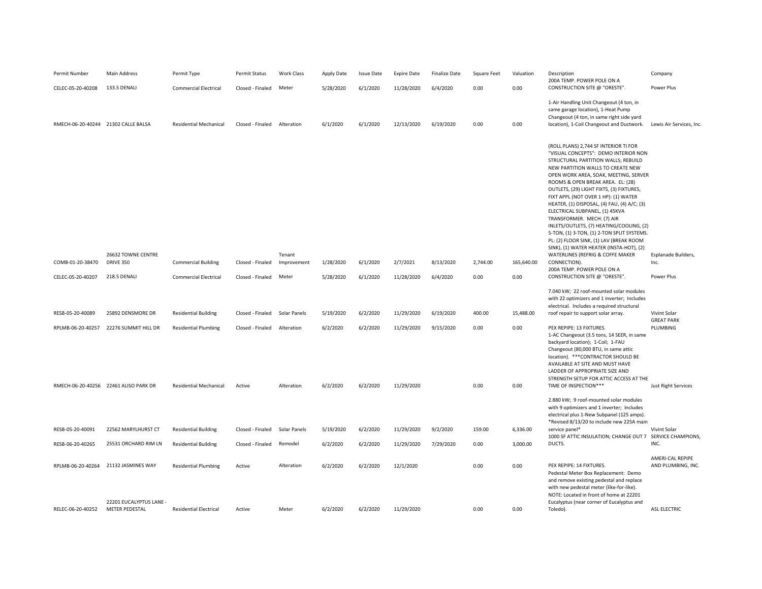| Permit Number | Main Address | Permit Type | Permit Status | Work Class | Apply Date | Issue Date | Expire Date | Finalize Date | Square Feet | Valuation | Description | Company |
|---|---|---|---|---|---|---|---|---|---|---|---|---|
| CELEC-05-20-40208 | 133.5 DENALI | Commercial Electrical | Closed - Finaled | Meter | 5/28/2020 | 6/1/2020 | 11/28/2020 | 6/4/2020 | 0.00 | 0.00 | 200A TEMP. POWER POLE ON A CONSTRUCTION SITE @ "ORESTE". | Power Plus |
| RMECH-06-20-40244 | 21302 CALLE BALSA | Residential Mechanical | Closed - Finaled | Alteration | 6/1/2020 | 6/1/2020 | 12/13/2020 | 6/19/2020 | 0.00 | 0.00 | 1-Air Handling Unit Changeout (4 ton, in same garage location), 1-Heat Pump Changeout (4 ton, in same right side yard location), 1-Coil Changeout and Ductwork. | Lewis Air Services, Inc. |
| COMB-01-20-38470 | 26632 TOWNE CENTRE DRIVE 350 | Commercial Building | Closed - Finaled | Tenant Improvement | 1/28/2020 | 6/1/2020 | 2/7/2021 | 8/13/2020 | 2,744.00 | 165,640.00 | (ROLL PLANS) 2,744 SF INTERIOR TI FOR "VISUAL CONCEPTS": DEMO INTERIOR NON STRUCTURAL PARTITION WALLS; REBUILD NEW PARTITION WALLS TO CREATE NEW OPEN WORK AREA, SOAK, MEETING, SERVER ROOMS & OPEN BREAK AREA. EL: (28) OUTLETS, (29) LIGHT FIXTS, (3) FIXTURES, FIXT APPL (NOT OVER 1 HP): (1) WATER HEATER, (1) DISPOSAL, (4) FAU, (4) A/C; (3) ELECTRICAL SUBPANEL, (1) 45KVA TRANSFORMER. MECH: (7) AIR INLETS/OUTLETS, (7) HEATING/COOLING, (2) 5-TON, (1) 3-TON, (1) 2-TON SPLIT SYSTEMS. PL: (2) FLOOR SINK, (1) LAV (BREAK ROOM SINK), (1) WATER HEATER (INSTA-HOT), (2) WATERLINES (REFRIG & COFFE MAKER CONNECTION). | Esplanade Builders, Inc. |
| CELEC-05-20-40207 | 218.5 DENALI | Commercial Electrical | Closed - Finaled | Meter | 5/28/2020 | 6/1/2020 | 11/28/2020 | 6/4/2020 | 0.00 | 0.00 | 200A TEMP. POWER POLE ON A CONSTRUCTION SITE @ "ORESTE". | Power Plus |
| RESB-05-20-40089 | 25892 DENSMORE DR | Residential Building | Closed - Finaled | Solar Panels | 5/19/2020 | 6/2/2020 | 11/29/2020 | 6/19/2020 | 400.00 | 15,488.00 | 7.040 kW; 22 roof-mounted solar modules with 22 optimizers and 1 inverter; Includes electrical. Includes a required structural roof repair to support solar array. | Vivint Solar |
| RPLMB-06-20-40257 | 22276 SUMMIT HILL DR | Residential Plumbing | Closed - Finaled | Alteration | 6/2/2020 | 6/2/2020 | 11/29/2020 | 9/15/2020 | 0.00 | 0.00 | PEX REPIPE: 13 FIXTURES. | GREAT PARK PLUMBING |
| RMECH-06-20-40256 | 22461 ALISO PARK DR | Residential Mechanical | Active | Alteration | 6/2/2020 | 6/2/2020 | 11/29/2020 | | 0.00 | 0.00 | 1-AC Changeout (3.5 tons, 14 SEER, in same backyard location); 1-Coil; 1-FAU Changeout (80,000 BTU, in same attic location). ***CONTRACTOR SHOULD BE AVAILABLE AT SITE AND MUST HAVE LADDER OF APPROPRIATE SIZE AND STRENGTH SETUP FOR ATTIC ACCESS AT THE TIME OF INSPECTION*** | Just Right Services |
| RESB-05-20-40091 | 22562 MARYLHURST CT | Residential Building | Closed - Finaled | Solar Panels | 5/19/2020 | 6/2/2020 | 11/29/2020 | 9/2/2020 | 159.00 | 6,336.00 | 2.880 kW; 9 roof-mounted solar modules with 9 optimizers and 1 inverter; Includes electrical plus 1-New Subpanel (125 amps). *Revised 8/13/20 to include new 225A main service panel* | Vivint Solar |
| RESB-06-20-40265 | 25531 ORCHARD RIM LN | Residential Building | Closed - Finaled | Remodel | 6/2/2020 | 6/2/2020 | 11/29/2020 | 7/29/2020 | 0.00 | 3,000.00 | 1000 SF ATTIC INSULATION; CHANGE OUT 7 DUCTS. | SERVICE CHAMPIONS, INC. |
| RPLMB-06-20-40264 | 21132 JASMINES WAY | Residential Plumbing | Active | Alteration | 6/2/2020 | 6/2/2020 | 12/1/2020 | | 0.00 | 0.00 | PEX REPIPE: 14 FIXTURES. | AMERI-CAL REPIPE AND PLUMBING, INC. |
| RELEC-06-20-40252 | 22201 EUCALYPTUS LANE - METER PEDESTAL | Residential Electrical | Active | Meter | 6/2/2020 | 6/2/2020 | 11/29/2020 | | 0.00 | 0.00 | Pedestal Meter Box Replacement: Demo and remove existing pedestal and replace with new pedestal meter (like-for-like). NOTE: Located in front of home at 22201 Eucalyptus (near corner of Eucalyptus and Toledo). | ASL ELECTRIC |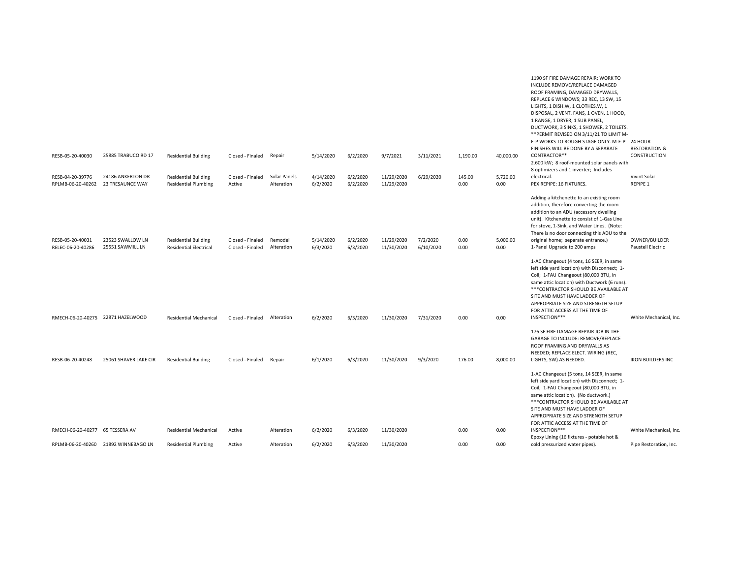| | | | | | | | | | | | | |
|---|---|---|---|---|---|---|---|---|---|---|---|---|
| RESB-05-20-40030 | 25885 TRABUCO RD 17 | Residential Building | Closed - Finaled | Repair | 5/14/2020 | 6/2/2020 | 9/7/2021 | 3/11/2021 | 1,190.00 | 40,000.00 | 1190 SF FIRE DAMAGE REPAIR; WORK TO INCLUDE REMOVE/REPLACE DAMAGED ROOF FRAMING, DAMAGED DRYWALLS, REPLACE 6 WINDOWS; 33 REC, 13 SW, 15 LIGHTS, 1 DISH.W, 1 CLOTHES.W, 1 DISPOSAL, 2 VENT. FANS, 1 OVEN, 1 HOOD, 1 RANGE, 1 DRYER, 1 SUB PANEL, DUCTWORK, 3 SINKS, 1 SHOWER, 2 TOILETS. **PERMIT REVISED ON 3/11/21 TO LIMIT M-E-P WORKS TO ROUGH STAGE ONLY. M-E-P FINISHES WILL BE DONE BY A SEPARATE CONTRACTOR** | 24 HOUR RESTORATION & CONSTRUCTION |
| RESB-04-20-39776 | 24186 ANKERTON DR | Residential Building | Closed - Finaled | Solar Panels | 4/14/2020 | 6/2/2020 | 11/29/2020 | 6/29/2020 | 145.00 | 5,720.00 | 2.600 kW; 8 roof-mounted solar panels with 8 optimizers and 1 inverter; Includes electrical. | Vivint Solar |
| RPLMB-06-20-40262 | 23 TRESAUNCE WAY | Residential Plumbing | Active | Alteration | 6/2/2020 | 6/2/2020 | 11/29/2020 | | 0.00 | 0.00 | PEX REPIPE: 16 FIXTURES. | REPIPE 1 |
| RESB-05-20-40031 | 23523 SWALLOW LN | Residential Building | Closed - Finaled | Remodel | 5/14/2020 | 6/2/2020 | 11/29/2020 | 7/2/2020 | 0.00 | 5,000.00 | Adding a kitchenette to an existing room addition, therefore converting the room addition to an ADU (accessory dwelling unit). Kitchenette to consist of 1-Gas Line for stove, 1-Sink, and Water Lines. (Note: There is no door connecting this ADU to the original home; separate entrance.) | OWNER/BUILDER |
| RELEC-06-20-40286 | 25551 SAWMILL LN | Residential Electrical | Closed - Finaled | Alteration | 6/3/2020 | 6/3/2020 | 11/30/2020 | 6/10/2020 | 0.00 | 0.00 | 1-Panel Upgrade to 200 amps | Paustell Electric |
| RMECH-06-20-40275 | 22871 HAZELWOOD | Residential Mechanical | Closed - Finaled | Alteration | 6/2/2020 | 6/3/2020 | 11/30/2020 | 7/31/2020 | 0.00 | 0.00 | 1-AC Changeout (4 tons, 16 SEER, in same left side yard location) with Disconnect; 1-Coil; 1-FAU Changeout (80,000 BTU, in same attic location) with Ductwork (6 runs). ***CONTRACTOR SHOULD BE AVAILABLE AT SITE AND MUST HAVE LADDER OF APPROPRIATE SIZE AND STRENGTH SETUP FOR ATTIC ACCESS AT THE TIME OF INSPECTION*** | White Mechanical, Inc. |
| RESB-06-20-40248 | 25061 SHAVER LAKE CIR | Residential Building | Closed - Finaled | Repair | 6/1/2020 | 6/3/2020 | 11/30/2020 | 9/3/2020 | 176.00 | 8,000.00 | 176 SF FIRE DAMAGE REPAIR JOB IN THE GARAGE TO INCLUDE: REMOVE/REPLACE ROOF FRAMING AND DRYWALLS AS NEEDED; REPLACE ELECT. WIRING (REC, LIGHTS, SW) AS NEEDED. | IKON BUILDERS INC |
| RMECH-06-20-40277 | 65 TESSERA AV | Residential Mechanical | Active | Alteration | 6/2/2020 | 6/3/2020 | 11/30/2020 | | 0.00 | 0.00 | 1-AC Changeout (5 tons, 14 SEER, in same left side yard location) with Disconnect; 1-Coil; 1-FAU Changeout (80,000 BTU, in same attic location). (No ductwork.) ***CONTRACTOR SHOULD BE AVAILABLE AT SITE AND MUST HAVE LADDER OF APPROPRIATE SIZE AND STRENGTH SETUP FOR ATTIC ACCESS AT THE TIME OF INSPECTION*** | White Mechanical, Inc. |
| RPLMB-06-20-40260 | 21892 WINNEBAGO LN | Residential Plumbing | Active | Alteration | 6/2/2020 | 6/3/2020 | 11/30/2020 | | 0.00 | 0.00 | Epoxy Lining (16 fixtures - potable hot & cold pressurized water pipes). | Pipe Restoration, Inc. |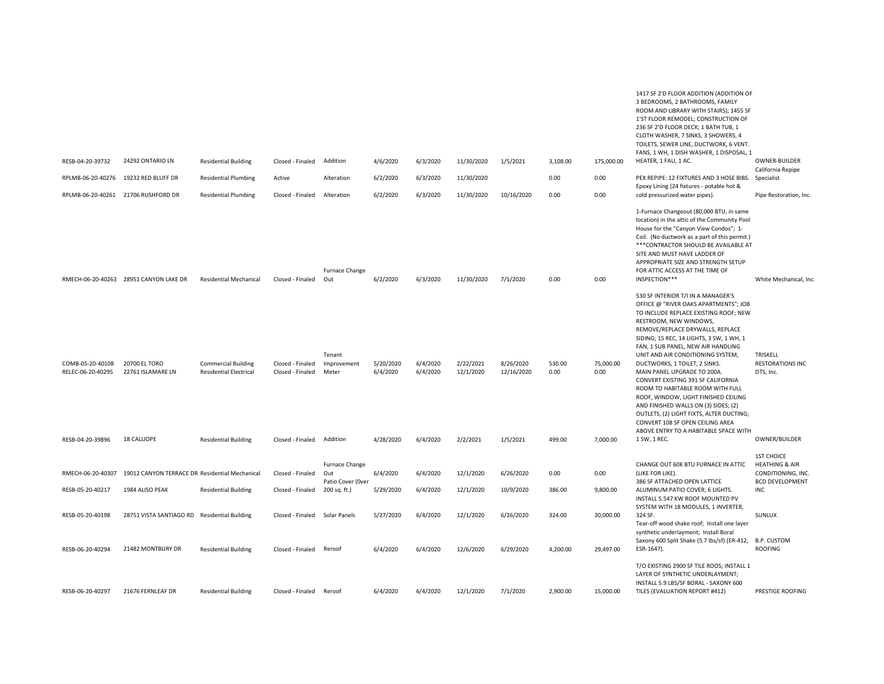| | | | | | | | | | | | | |
|---|---|---|---|---|---|---|---|---|---|---|---|---|
| RESB-04-20-39732 | 24292 ONTARIO LN | Residential Building | Closed - Finaled | Addition | 4/6/2020 | 6/3/2020 | 11/30/2020 | 1/5/2021 | 3,108.00 | 175,000.00 | 1417 SF 2'D FLOOR ADDITION (ADDITION OF 3 BEDROOMS, 2 BATHROOMS, FAMILY ROOM AND LIBRARY WITH STAIRS); 1455 SF 1'ST FLOOR REMODEL; CONSTRUCTION OF 236 SF 2'D FLOOR DECK; 1 BATH TUB, 1 CLOTH WASHER, 7 SINKS, 3 SHOWERS, 4 TOILETS, SEWER LINE, DUCTWORK, 6 VENT. FANS, 1 WH, 1 DISH WASHER, 1 DISPOSAL, 1 HEATER, 1 FAU, 1 AC. | OWNER-BUILDER |
| RPLMB-06-20-40276 | 19232 RED BLUFF DR | Residential Plumbing | Active | Alteration | 6/2/2020 | 6/3/2020 | 11/30/2020 | | 0.00 | 0.00 | PEX REPIPE: 12 FIXTURES AND 3 HOSE BIBS. | California Repipe Specialist |
| RPLMB-06-20-40261 | 21706 RUSHFORD DR | Residential Plumbing | Closed - Finaled | Alteration | 6/2/2020 | 6/3/2020 | 11/30/2020 | 10/16/2020 | 0.00 | 0.00 | Epoxy Lining (24 fixtures - potable hot & cold pressurized water pipes). | Pipe Restoration, Inc. |
| RMECH-06-20-40263 | 28951 CANYON LAKE DR | Residential Mechanical | Closed - Finaled | Furnace Change Out | 6/2/2020 | 6/3/2020 | 11/30/2020 | 7/1/2020 | 0.00 | 0.00 | 1-Furnace Changeout (80,000 BTU, in same location) in the attic of the Community Pool House for the "Canyon View Condos"; 1-Coil. (No ductwork as a part of this permit.) ***CONTRACTOR SHOULD BE AVAILABLE AT SITE AND MUST HAVE LADDER OF APPROPRIATE SIZE AND STRENGTH SETUP FOR ATTIC ACCESS AT THE TIME OF INSPECTION*** | White Mechanical, Inc. |
| COMB-05-20-40108 | 20700 EL TORO | Commercial Building | Closed - Finaled | Tenant Improvement | 5/20/2020 | 6/4/2020 | 2/22/2021 | 8/26/2020 | 530.00 | 75,000.00 | 530 SF INTERIOR T/I IN A MANAGER'S OFFICE @ "RIVER OAKS APARTMENTS"; JOB TO INCLUDE REPLACE EXISTING ROOF; NEW RESTROOM, NEW WINDOWS, REMOVE/REPLACE DRYWALLS, REPLACE SIDING; 15 REC, 14 LIGHTS, 3 SW, 1 WH, 1 FAN, 1 SUB PANEL, NEW AIR HANDLING UNIT AND AIR CONDITIONING SYSTEM, DUCTWORKS, 1 TOILET, 2 SINKS. | TRISKELL RESTORATIONS INC |
| RELEC-06-20-40295 | 22761 ISLAMARE LN | Residential Electrical | Closed - Finaled | Meter | 6/4/2020 | 6/4/2020 | 12/1/2020 | 12/16/2020 | 0.00 | 0.00 | MAIN PANEL UPGRADE TO 200A. | DTS, Inc. |
| RESB-04-20-39896 | 18 CALLIOPE | Residential Building | Closed - Finaled | Addition | 4/28/2020 | 6/4/2020 | 2/2/2021 | 1/5/2021 | 499.00 | 7,000.00 | CONVERT EXISTING 391 SF CALIFORNIA ROOM TO HABITABLE ROOM WITH FULL ROOF, WINDOW, LIGHT FINISHED CEILING AND FINISHED WALLS ON (3) SIDES; (2) OUTLETS, (2) LIGHT FIXTS, ALTER DUCTING; CONVERT 108 SF OPEN CEILING AREA ABOVE ENTRY TO A HABITABLE SPACE WITH 1 SW, 1 REC. | OWNER/BUILDER |
| RMECH-06-20-40307 | 19012 CANYON TERRACE DR | Residential Mechanical | Closed - Finaled | Furnace Change Out | 6/4/2020 | 6/4/2020 | 12/1/2020 | 6/26/2020 | 0.00 | 0.00 | CHANGE OUT 60K BTU FURNACE IN ATTIC (LIKE FOR LIKE). | 1ST CHOICE HEATHING & AIR CONDITIONING, INC. |
| RESB-05-20-40217 | 1984 ALISO PEAK | Residential Building | Closed - Finaled | Patio Cover (0ver 200 sq. ft.) | 5/29/2020 | 6/4/2020 | 12/1/2020 | 10/9/2020 | 386.00 | 9,800.00 | 386 SF ATTACHED OPEN LATTICE ALUMINUM PATIO COVER; 6 LIGHTS. | BCD DEVELOPMENT INC |
| RESB-05-20-40198 | 28751 VISTA SANTIAGO RD | Residential Building | Closed - Finaled | Solar Panels | 5/27/2020 | 6/4/2020 | 12/1/2020 | 6/26/2020 | 324.00 | 20,000.00 | INSTALL 5.547 KW ROOF MOUNTED PV SYSTEM WITH 18 MODULES, 1 INVERTER, 324 SF. | SUNLUX |
| RESB-06-20-40294 | 21482 MONTBURY DR | Residential Building | Closed - Finaled | Reroof | 6/4/2020 | 6/4/2020 | 12/6/2020 | 6/29/2020 | 4,200.00 | 29,497.00 | Tear-off wood shake roof; Install one layer synthetic underlayment; Install Boral Saxony 600 Split Shake (5.7 lbs/sf) (ER-412, ESR-1647). | B.P. CUSTOM ROOFING |
| RESB-06-20-40297 | 21676 FERNLEAF DR | Residential Building | Closed - Finaled | Reroof | 6/4/2020 | 6/4/2020 | 12/1/2020 | 7/1/2020 | 2,900.00 | 15,000.00 | T/O EXISTING 2900 SF TILE ROOS; INSTALL 1 LAYER OF SYNTHETIC UNDERLAYMENT; INSTALL 5.9 LBS/SF BORAL - SAXONY 600 TILES (EVALUATION REPORT #412) | PRESTIGE ROOFING |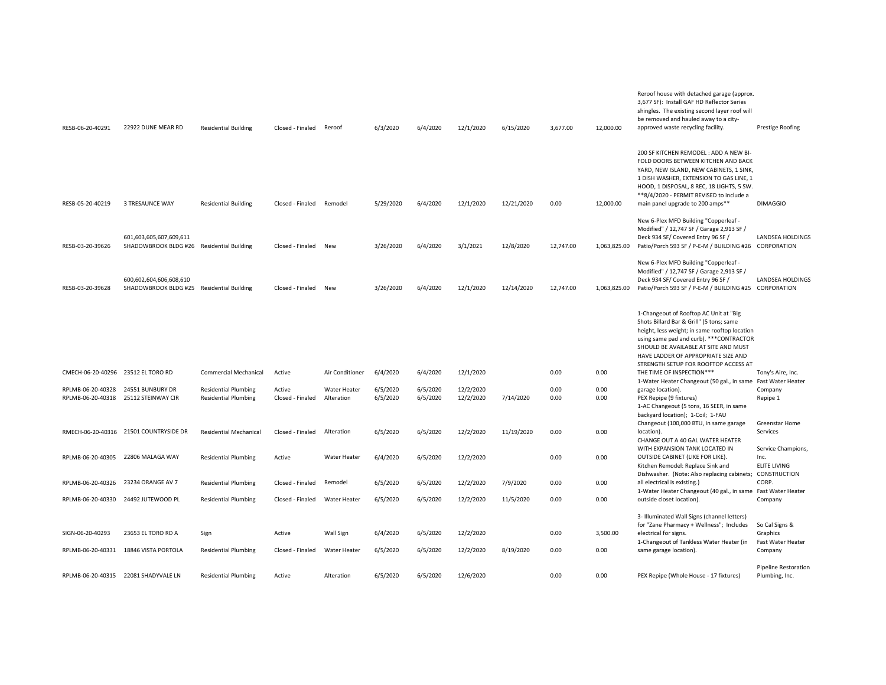| | | | | | | | | | | | | |
|---|---|---|---|---|---|---|---|---|---|---|---|---|
| RESB-06-20-40291 | 22922 DUNE MEAR RD | Residential Building | Closed - Finaled | Reroof | 6/3/2020 | 6/4/2020 | 12/1/2020 | 6/15/2020 | 3,677.00 | 12,000.00 | Reroof house with detached garage (approx. 3,677 SF): Install GAF HD Reflector Series shingles. The existing second layer roof will be removed and hauled away to a city-approved waste recycling facility. | Prestige Roofing |
| RESB-05-20-40219 | 3 TRESAUNCE WAY | Residential Building | Closed - Finaled | Remodel | 5/29/2020 | 6/4/2020 | 12/1/2020 | 12/21/2020 | 0.00 | 12,000.00 | 200 SF KITCHEN REMODEL : ADD A NEW BI-FOLD DOORS BETWEEN KITCHEN AND BACK YARD, NEW ISLAND, NEW CABINETS, 1 SINK, 1 DISH WASHER, EXTENSION TO GAS LINE, 1 HOOD, 1 DISPOSAL, 8 REC, 18 LIGHTS, 5 SW. **8/4/2020 - PERMIT REVISED to include a main panel upgrade to 200 amps** | DIMAGGIO |
| RESB-03-20-39626 | 601,603,605,607,609,611 SHADOWBROOK BLDG #26 | Residential Building | Closed - Finaled | New | 3/26/2020 | 6/4/2020 | 3/1/2021 | 12/8/2020 | 12,747.00 | 1,063,825.00 | New 6-Plex MFD Building "Copperleaf - Modified" / 12,747 SF / Garage 2,913 SF / Deck 934 SF/ Covered Entry 96 SF / Patio/Porch 593 SF / P-E-M / BUILDING #26 | LANDSEA HOLDINGS CORPORATION |
| RESB-03-20-39628 | 600,602,604,606,608,610 SHADOWBROOK BLDG #25 | Residential Building | Closed - Finaled | New | 3/26/2020 | 6/4/2020 | 12/1/2020 | 12/14/2020 | 12,747.00 | 1,063,825.00 | New 6-Plex MFD Building "Copperleaf - Modified" / 12,747 SF / Garage 2,913 SF / Deck 934 SF/ Covered Entry 96 SF / Patio/Porch 593 SF / P-E-M / BUILDING #25 | LANDSEA HOLDINGS CORPORATION |
| CMECH-06-20-40296 | 23512 EL TORO RD | Commercial Mechanical | Active | Air Conditioner | 6/4/2020 | 6/4/2020 | 12/1/2020 | | 0.00 | 0.00 | 1-Changeout of Rooftop AC Unit at "Big Shots Billard Bar & Grill" (5 tons; same height, less weight; in same rooftop location using same pad and curb). ***CONTRACTOR SHOULD BE AVAILABLE AT SITE AND MUST HAVE LADDER OF APPROPRIATE SIZE AND STRENGTH SETUP FOR ROOFTOP ACCESS AT THE TIME OF INSPECTION*** | Tony's Aire, Inc. |
| RPLMB-06-20-40328 | 24551 BUNBURY DR | Residential Plumbing | Active | Water Heater | 6/5/2020 | 6/5/2020 | 12/2/2020 | | 0.00 | 0.00 | 1-Water Heater Changeout (50 gal., in same garage location). | Fast Water Heater Company |
| RPLMB-06-20-40318 | 25112 STEINWAY CIR | Residential Plumbing | Closed - Finaled | Alteration | 6/5/2020 | 6/5/2020 | 12/2/2020 | 7/14/2020 | 0.00 | 0.00 | PEX Repipe (9 fixtures) | Repipe 1 |
| RMECH-06-20-40316 | 21501 COUNTRYSIDE DR | Residential Mechanical | Closed - Finaled | Alteration | 6/5/2020 | 6/5/2020 | 12/2/2020 | 11/19/2020 | 0.00 | 0.00 | 1-AC Changeout (5 tons, 16 SEER, in same backyard location); 1-Coil; 1-FAU Changeout (100,000 BTU, in same garage location). | Greenstar Home Services |
| RPLMB-06-20-40305 | 22806 MALAGA WAY | Residential Plumbing | Active | Water Heater | 6/4/2020 | 6/5/2020 | 12/2/2020 | | 0.00 | 0.00 | CHANGE OUT A 40 GAL WATER HEATER WITH EXPANSION TANK LOCATED IN OUTSIDE CABINET (LIKE FOR LIKE). | Service Champions, Inc. |
| RPLMB-06-20-40326 | 23234 ORANGE AV 7 | Residential Plumbing | Closed - Finaled | Remodel | 6/5/2020 | 6/5/2020 | 12/2/2020 | 7/9/2020 | 0.00 | 0.00 | Kitchen Remodel: Replace Sink and Dishwasher. (Note: Also replacing cabinets; all electrical is existing.) | ELITE LIVING CONSTRUCTION CORP. |
| RPLMB-06-20-40330 | 24492 JUTEWOOD PL | Residential Plumbing | Closed - Finaled | Water Heater | 6/5/2020 | 6/5/2020 | 12/2/2020 | 11/5/2020 | 0.00 | 0.00 | 1-Water Heater Changeout (40 gal., in same outside closet location). | Fast Water Heater Company |
| SIGN-06-20-40293 | 23653 EL TORO RD A | Sign | Active | Wall Sign | 6/4/2020 | 6/5/2020 | 12/2/2020 | | 0.00 | 3,500.00 | 3- Illuminated Wall Signs (channel letters) for "Zane Pharmacy + Wellness"; Includes electrical for signs. | So Cal Signs & Graphics |
| RPLMB-06-20-40331 | 18846 VISTA PORTOLA | Residential Plumbing | Closed - Finaled | Water Heater | 6/5/2020 | 6/5/2020 | 12/2/2020 | 8/19/2020 | 0.00 | 0.00 | 1-Changeout of Tankless Water Heater (in same garage location). | Fast Water Heater Company |
| RPLMB-06-20-40315 | 22081 SHADYVALE LN | Residential Plumbing | Active | Alteration | 6/5/2020 | 6/5/2020 | 12/6/2020 | | 0.00 | 0.00 | PEX Repipe (Whole House - 17 fixtures) | Pipeline Restoration Plumbing, Inc. |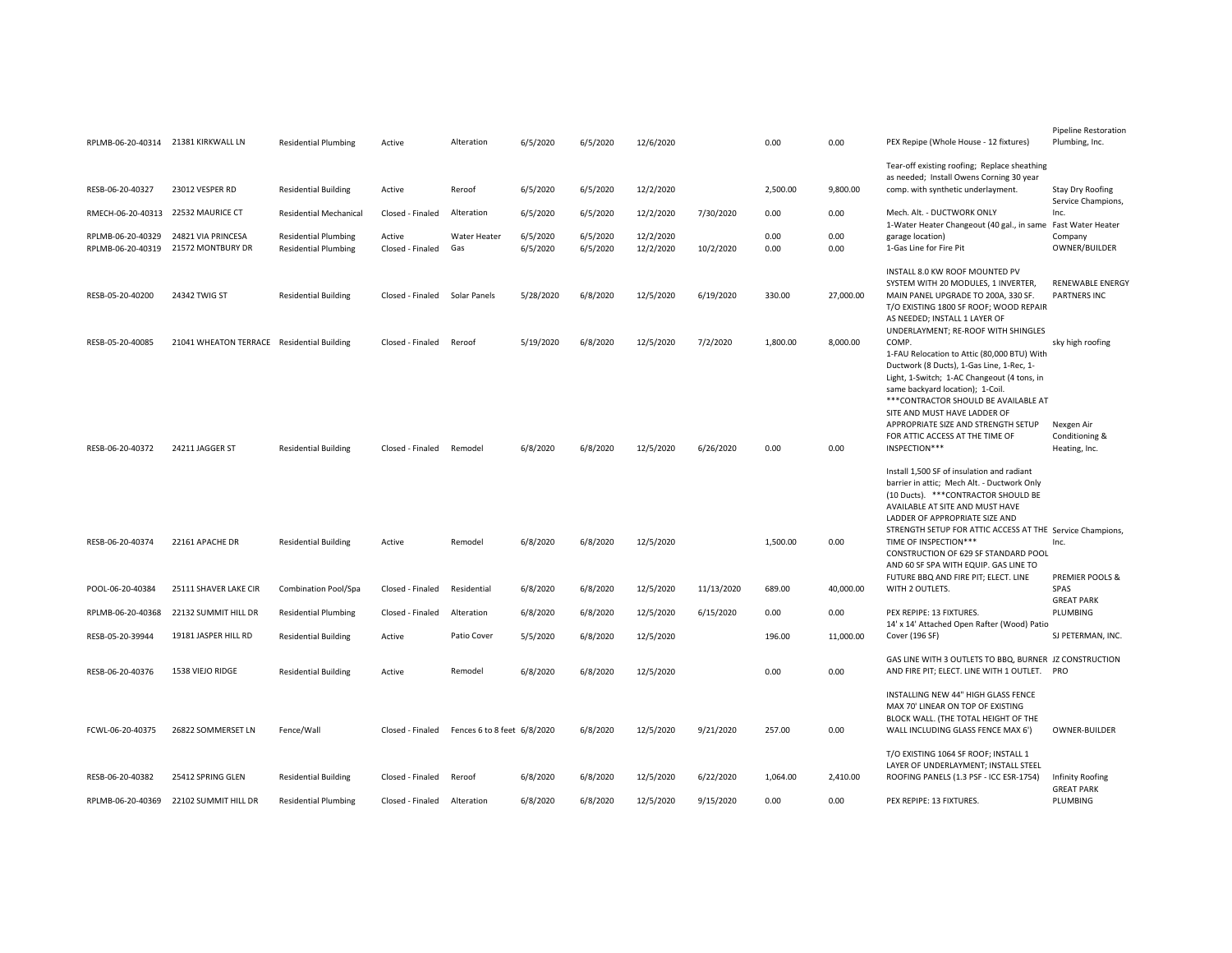| | | | | | | | | | | | | |
|---|---|---|---|---|---|---|---|---|---|---|---|---|
| RPLMB-06-20-40314 | 21381 KIRKWALL LN | Residential Plumbing | Active | Alteration | 6/5/2020 | 6/5/2020 | 12/6/2020 | | 0.00 | 0.00 | PEX Repipe (Whole House - 12 fixtures) | Pipeline Restoration Plumbing, Inc. |
| RESB-06-20-40327 | 23012 VESPER RD | Residential Building | Active | Reroof | 6/5/2020 | 6/5/2020 | 12/2/2020 | | 2,500.00 | 9,800.00 | Tear-off existing roofing; Replace sheathing as needed; Install Owens Corning 30 year comp. with synthetic underlayment. | Stay Dry Roofing |
| RMECH-06-20-40313 | 22532 MAURICE CT | Residential Mechanical | Closed - Finaled | Alteration | 6/5/2020 | 6/5/2020 | 12/2/2020 | 7/30/2020 | 0.00 | 0.00 | Mech. Alt. - DUCTWORK ONLY | Service Champions, Inc. |
| RPLMB-06-20-40329 | 24821 VIA PRINCESA | Residential Plumbing | Active | Water Heater | 6/5/2020 | 6/5/2020 | 12/2/2020 | | 0.00 | 0.00 | 1-Water Heater Changeout (40 gal., in same garage location) | Fast Water Heater Company |
| RPLMB-06-20-40319 | 21572 MONTBURY DR | Residential Plumbing | Closed - Finaled | Gas | 6/5/2020 | 6/5/2020 | 12/2/2020 | 10/2/2020 | 0.00 | 0.00 | 1-Gas Line for Fire Pit | OWNER/BUILDER |
| RESB-05-20-40200 | 24342 TWIG ST | Residential Building | Closed - Finaled | Solar Panels | 5/28/2020 | 6/8/2020 | 12/5/2020 | 6/19/2020 | 330.00 | 27,000.00 | INSTALL 8.0 KW ROOF MOUNTED PV SYSTEM WITH 20 MODULES, 1 INVERTER, MAIN PANEL UPGRADE TO 200A, 330 SF. | RENEWABLE ENERGY PARTNERS INC |
| RESB-05-20-40085 | 21041 WHEATON TERRACE | Residential Building | Closed - Finaled | Reroof | 5/19/2020 | 6/8/2020 | 12/5/2020 | 7/2/2020 | 1,800.00 | 8,000.00 | T/O EXISTING 1800 SF ROOF; WOOD REPAIR AS NEEDED; INSTALL 1 LAYER OF UNDERLAYMENT; RE-ROOF WITH SHINGLES COMP. | sky high roofing |
| RESB-06-20-40372 | 24211 JAGGER ST | Residential Building | Closed - Finaled | Remodel | 6/8/2020 | 6/8/2020 | 12/5/2020 | 6/26/2020 | 0.00 | 0.00 | 1-FAU Relocation to Attic (80,000 BTU) With Ductwork (8 Ducts), 1-Gas Line, 1-Rec, 1-Light, 1-Switch; 1-AC Changeout (4 tons, in same backyard location); 1-Coil. ***CONTRACTOR SHOULD BE AVAILABLE AT SITE AND MUST HAVE LADDER OF APPROPRIATE SIZE AND STRENGTH SETUP FOR ATTIC ACCESS AT THE TIME OF INSPECTION*** | Nexgen Air Conditioning & Heating, Inc. |
| RESB-06-20-40374 | 22161 APACHE DR | Residential Building | Active | Remodel | 6/8/2020 | 6/8/2020 | 12/5/2020 | | 1,500.00 | 0.00 | Install 1,500 SF of insulation and radiant barrier in attic; Mech Alt. - Ductwork Only (10 Ducts). ***CONTRACTOR SHOULD BE AVAILABLE AT SITE AND MUST HAVE LADDER OF APPROPRIATE SIZE AND STRENGTH SETUP FOR ATTIC ACCESS AT THE TIME OF INSPECTION*** | Service Champions, Inc. |
| POOL-06-20-40384 | 25111 SHAVER LAKE CIR | Combination Pool/Spa | Closed - Finaled | Residential | 6/8/2020 | 6/8/2020 | 12/5/2020 | 11/13/2020 | 689.00 | 40,000.00 | CONSTRUCTION OF 629 SF STANDARD POOL AND 60 SF SPA WITH EQUIP. GAS LINE TO FUTURE BBQ AND FIRE PIT; ELECT. LINE WITH 2 OUTLETS. | PREMIER POOLS & SPAS |
| RPLMB-06-20-40368 | 22132 SUMMIT HILL DR | Residential Plumbing | Closed - Finaled | Alteration | 6/8/2020 | 6/8/2020 | 12/5/2020 | 6/15/2020 | 0.00 | 0.00 | PEX REPIPE: 13 FIXTURES. | GREAT PARK PLUMBING |
| RESB-05-20-39944 | 19181 JASPER HILL RD | Residential Building | Active | Patio Cover | 5/5/2020 | 6/8/2020 | 12/5/2020 | | 196.00 | 11,000.00 | 14' x 14' Attached Open Rafter (Wood) Patio Cover (196 SF) | SJ PETERMAN, INC. |
| RESB-06-20-40376 | 1538 VIEJO RIDGE | Residential Building | Active | Remodel | 6/8/2020 | 6/8/2020 | 12/5/2020 | | 0.00 | 0.00 | GAS LINE WITH 3 OUTLETS TO BBQ, BURNER AND FIRE PIT; ELECT. LINE WITH 1 OUTLET. | JZ CONSTRUCTION PRO |
| FCWL-06-20-40375 | 26822 SOMMERSET LN | Fence/Wall | Closed - Finaled | Fences 6 to 8 feet | 6/8/2020 | 6/8/2020 | 12/5/2020 | 9/21/2020 | 257.00 | 0.00 | INSTALLING NEW 44" HIGH GLASS FENCE MAX 70' LINEAR ON TOP OF EXISTING BLOCK WALL. (THE TOTAL HEIGHT OF THE WALL INCLUDING GLASS FENCE MAX 6') | OWNER-BUILDER |
| RESB-06-20-40382 | 25412 SPRING GLEN | Residential Building | Closed - Finaled | Reroof | 6/8/2020 | 6/8/2020 | 12/5/2020 | 6/22/2020 | 1,064.00 | 2,410.00 | T/O EXISTING 1064 SF ROOF; INSTALL 1 LAYER OF UNDERLAYMENT; INSTALL STEEL ROOFING PANELS (1.3 PSF - ICC ESR-1754) | Infinity Roofing |
| RPLMB-06-20-40369 | 22102 SUMMIT HILL DR | Residential Plumbing | Closed - Finaled | Alteration | 6/8/2020 | 6/8/2020 | 12/5/2020 | 9/15/2020 | 0.00 | 0.00 | PEX REPIPE: 13 FIXTURES. | GREAT PARK PLUMBING |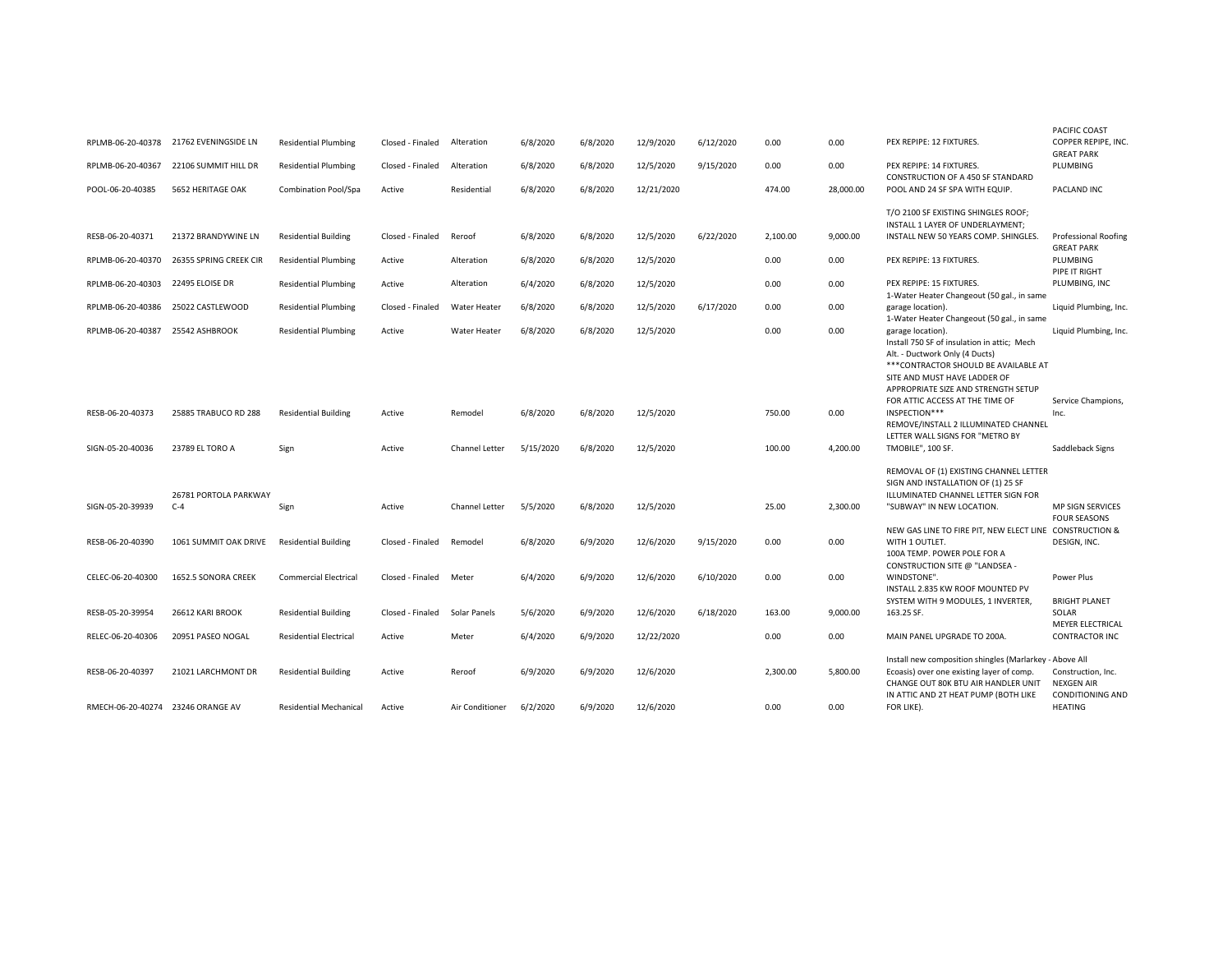| | | | | | | | | | | | | |
|---|---|---|---|---|---|---|---|---|---|---|---|---|
| RPLMB-06-20-40378 | 21762 EVENINGSIDE LN | Residential Plumbing | Closed - Finaled | Alteration | 6/8/2020 | 6/8/2020 | 12/9/2020 | 6/12/2020 | 0.00 | 0.00 | PEX REPIPE: 12 FIXTURES. | PACIFIC COAST COPPER REPIPE, INC. |
| RPLMB-06-20-40367 | 22106 SUMMIT HILL DR | Residential Plumbing | Closed - Finaled | Alteration | 6/8/2020 | 6/8/2020 | 12/5/2020 | 9/15/2020 | 0.00 | 0.00 | PEX REPIPE: 14 FIXTURES. | GREAT PARK PLUMBING |
| POOL-06-20-40385 | 5652 HERITAGE OAK | Combination Pool/Spa | Active | Residential | 6/8/2020 | 6/8/2020 | 12/21/2020 | | 474.00 | 28,000.00 | CONSTRUCTION OF A 450 SF STANDARD POOL AND 24 SF SPA WITH EQUIP. | PACLAND INC |
| RESB-06-20-40371 | 21372 BRANDYWINE LN | Residential Building | Closed - Finaled | Reroof | 6/8/2020 | 6/8/2020 | 12/5/2020 | 6/22/2020 | 2,100.00 | 9,000.00 | T/O 2100 SF EXISTING SHINGLES ROOF; INSTALL 1 LAYER OF UNDERLAYMENT; INSTALL NEW 50 YEARS COMP. SHINGLES. | Professional Roofing |
| RPLMB-06-20-40370 | 26355 SPRING CREEK CIR | Residential Plumbing | Active | Alteration | 6/8/2020 | 6/8/2020 | 12/5/2020 | | 0.00 | 0.00 | PEX REPIPE: 13 FIXTURES. | GREAT PARK PLUMBING |
| RPLMB-06-20-40303 | 22495 ELOISE DR | Residential Plumbing | Active | Alteration | 6/4/2020 | 6/8/2020 | 12/5/2020 | | 0.00 | 0.00 | PEX REPIPE: 15 FIXTURES. | PIPE IT RIGHT PLUMBING, INC |
| RPLMB-06-20-40386 | 25022 CASTLEWOOD | Residential Plumbing | Closed - Finaled | Water Heater | 6/8/2020 | 6/8/2020 | 12/5/2020 | 6/17/2020 | 0.00 | 0.00 | 1-Water Heater Changeout (50 gal., in same garage location). | Liquid Plumbing, Inc. |
| RPLMB-06-20-40387 | 25542 ASHBROOK | Residential Plumbing | Active | Water Heater | 6/8/2020 | 6/8/2020 | 12/5/2020 | | 0.00 | 0.00 | 1-Water Heater Changeout (50 gal., in same garage location). | Liquid Plumbing, Inc. |
| RESB-06-20-40373 | 25885 TRABUCO RD 288 | Residential Building | Active | Remodel | 6/8/2020 | 6/8/2020 | 12/5/2020 | | 750.00 | 0.00 | Install 750 SF of insulation in attic; Mech Alt. - Ductwork Only (4 Ducts) ***CONTRACTOR SHOULD BE AVAILABLE AT SITE AND MUST HAVE LADDER OF APPROPRIATE SIZE AND STRENGTH SETUP FOR ATTIC ACCESS AT THE TIME OF INSPECTION*** | Service Champions, Inc. |
| SIGN-05-20-40036 | 23789 EL TORO A | Sign | Active | Channel Letter | 5/15/2020 | 6/8/2020 | 12/5/2020 | | 100.00 | 4,200.00 | REMOVE/INSTALL 2 ILLUMINATED CHANNEL LETTER WALL SIGNS FOR "METRO BY TMOBILE", 100 SF. | Saddleback Signs |
| SIGN-05-20-39939 | 26781 PORTOLA PARKWAY C-4 | Sign | Active | Channel Letter | 5/5/2020 | 6/8/2020 | 12/5/2020 | | 25.00 | 2,300.00 | REMOVAL OF (1) EXISTING CHANNEL LETTER SIGN AND INSTALLATION OF (1) 25 SF ILLUMINATED CHANNEL LETTER SIGN FOR "SUBWAY" IN NEW LOCATION. | MP SIGN SERVICES |
| RESB-06-20-40390 | 1061 SUMMIT OAK DRIVE | Residential Building | Closed - Finaled | Remodel | 6/8/2020 | 6/9/2020 | 12/6/2020 | 9/15/2020 | 0.00 | 0.00 | NEW GAS LINE TO FIRE PIT, NEW ELECT LINE WITH 1 OUTLET. | FOUR SEASONS CONSTRUCTION & DESIGN, INC. |
| CELEC-06-20-40300 | 1652.5 SONORA CREEK | Commercial Electrical | Closed - Finaled | Meter | 6/4/2020 | 6/9/2020 | 12/6/2020 | 6/10/2020 | 0.00 | 0.00 | 100A TEMP. POWER POLE FOR A CONSTRUCTION SITE @ "LANDSEA - WINDSTONE". | Power Plus |
| RESB-05-20-39954 | 26612 KARI BROOK | Residential Building | Closed - Finaled | Solar Panels | 5/6/2020 | 6/9/2020 | 12/6/2020 | 6/18/2020 | 163.00 | 9,000.00 | INSTALL 2.835 KW ROOF MOUNTED PV SYSTEM WITH 9 MODULES, 1 INVERTER, 163.25 SF. | BRIGHT PLANET SOLAR |
| RELEC-06-20-40306 | 20951 PASEO NOGAL | Residential Electrical | Active | Meter | 6/4/2020 | 6/9/2020 | 12/22/2020 | | 0.00 | 0.00 | MAIN PANEL UPGRADE TO 200A. | MEYER ELECTRICAL CONTRACTOR INC |
| RESB-06-20-40397 | 21021 LARCHMONT DR | Residential Building | Active | Reroof | 6/9/2020 | 6/9/2020 | 12/6/2020 | | 2,300.00 | 5,800.00 | Install new composition shingles (Marlarkey - Ecoasis) over one existing layer of comp. | Above All Construction, Inc. |
| RMECH-06-20-40274 | 23246 ORANGE AV | Residential Mechanical | Active | Air Conditioner | 6/2/2020 | 6/9/2020 | 12/6/2020 | | 0.00 | 0.00 | CHANGE OUT 80K BTU AIR HANDLER UNIT IN ATTIC AND 2T HEAT PUMP (BOTH LIKE FOR LIKE). | NEXGEN AIR CONDITIONING AND HEATING |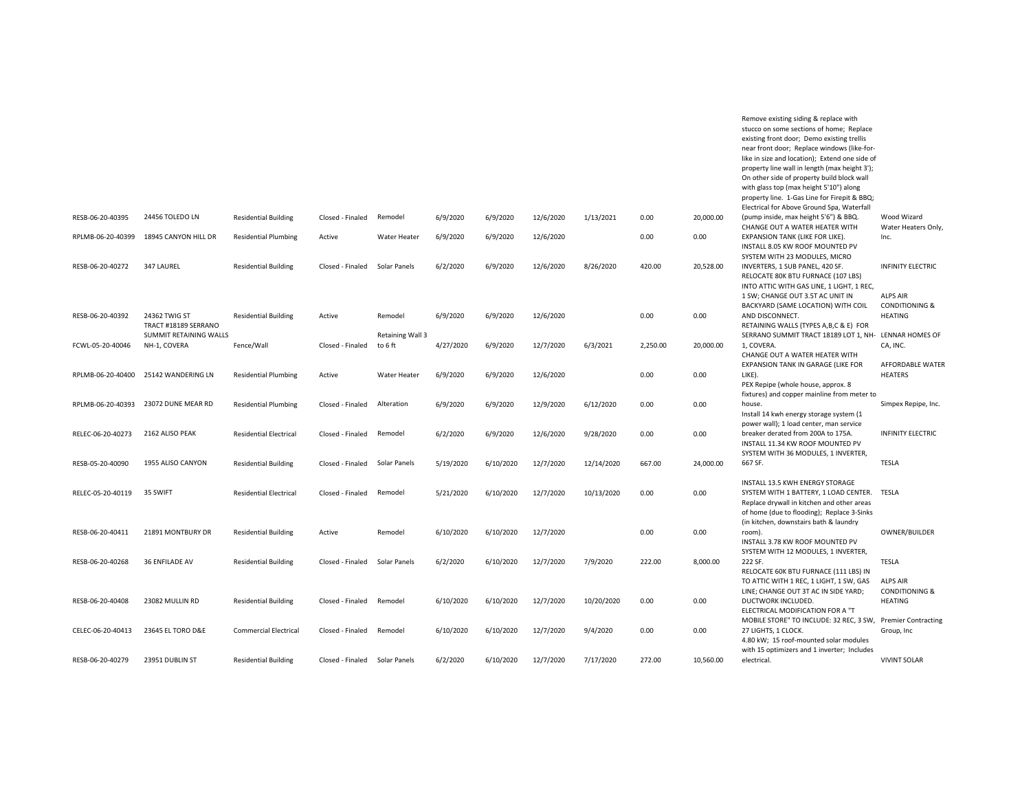| | | | | | | | | | | | | |
|---|---|---|---|---|---|---|---|---|---|---|---|---|
| RESB-06-20-40395 | 24456 TOLEDO LN | Residential Building | Closed - Finaled | Remodel | 6/9/2020 | 6/9/2020 | 12/6/2020 | 1/13/2021 | 0.00 | 20,000.00 | Remove existing siding & replace with stucco on some sections of home; Replace existing front door; Demo existing trellis near front door; Replace windows (like-for-like in size and location); Extend one side of property line wall in length (max height 3'); On other side of property build block wall with glass top (max height 5'10") along property line. 1-Gas Line for Firepit & BBQ; Electrical for Above Ground Spa, Waterfall (pump inside, max height 5'6") & BBQ. | Wood Wizard |
| RPLMB-06-20-40399 | 18945 CANYON HILL DR | Residential Plumbing | Active | Water Heater | 6/9/2020 | 6/9/2020 | 12/6/2020 | | 0.00 | 0.00 | CHANGE OUT A WATER HEATER WITH EXPANSION TANK (LIKE FOR LIKE). | Water Heaters Only, Inc. |
| RESB-06-20-40272 | 347 LAUREL | Residential Building | Closed - Finaled | Solar Panels | 6/2/2020 | 6/9/2020 | 12/6/2020 | 8/26/2020 | 420.00 | 20,528.00 | INSTALL 8.05 KW ROOF MOUNTED PV SYSTEM WITH 23 MODULES, MICRO INVERTERS, 1 SUB PANEL, 420 SF. | INFINITY ELECTRIC |
| RESB-06-20-40392 | 24362 TWIG ST | Residential Building | Active | Remodel | 6/9/2020 | 6/9/2020 | 12/6/2020 | | 0.00 | 0.00 | RELOCATE 80K BTU FURNACE (107 LBS) INTO ATTIC WITH GAS LINE, 1 LIGHT, 1 REC, 1 SW; CHANGE OUT 3.5T AC UNIT IN BACKYARD (SAME LOCATION) WITH COIL AND DISCONNECT. | ALPS AIR CONDITIONING & HEATING |
| FCWL-05-20-40046 | TRACT #18189 SERRANO SUMMIT RETAINING WALLS NH-1, COVERA | Fence/Wall | Closed - Finaled | Retaining Wall 3 to 6 ft | 4/27/2020 | 6/9/2020 | 12/7/2020 | 6/3/2021 | 2,250.00 | 20,000.00 | RETAINING WALLS (TYPES A,B,C & E) FOR SERRANO SUMMIT TRACT 18189 LOT 1, NH-1, COVERA. | LENNAR HOMES OF CA, INC. |
| RPLMB-06-20-40400 | 25142 WANDERING LN | Residential Plumbing | Active | Water Heater | 6/9/2020 | 6/9/2020 | 12/6/2020 | | 0.00 | 0.00 | CHANGE OUT A WATER HEATER WITH EXPANSION TANK IN GARAGE (LIKE FOR LIKE). | AFFORDABLE WATER HEATERS |
| RPLMB-06-20-40393 | 23072 DUNE MEAR RD | Residential Plumbing | Closed - Finaled | Alteration | 6/9/2020 | 6/9/2020 | 12/9/2020 | 6/12/2020 | 0.00 | 0.00 | PEX Repipe (whole house, approx. 8 fixtures) and copper mainline from meter to house. | Simpex Repipe, Inc. |
| RELEC-06-20-40273 | 2162 ALISO PEAK | Residential Electrical | Closed - Finaled | Remodel | 6/2/2020 | 6/9/2020 | 12/6/2020 | 9/28/2020 | 0.00 | 0.00 | Install 14 kwh energy storage system (1 power wall); 1 load center, man service breaker derated from 200A to 175A. | INFINITY ELECTRIC |
| RESB-05-20-40090 | 1955 ALISO CANYON | Residential Building | Closed - Finaled | Solar Panels | 5/19/2020 | 6/10/2020 | 12/7/2020 | 12/14/2020 | 667.00 | 24,000.00 | INSTALL 11.34 KW ROOF MOUNTED PV SYSTEM WITH 36 MODULES, 1 INVERTER, 667 SF. | TESLA |
| RELEC-05-20-40119 | 35 SWIFT | Residential Electrical | Closed - Finaled | Remodel | 5/21/2020 | 6/10/2020 | 12/7/2020 | 10/13/2020 | 0.00 | 0.00 | INSTALL 13.5 KWH ENERGY STORAGE SYSTEM WITH 1 BATTERY, 1 LOAD CENTER. | TESLA |
| RESB-06-20-40411 | 21891 MONTBURY DR | Residential Building | Active | Remodel | 6/10/2020 | 6/10/2020 | 12/7/2020 | | 0.00 | 0.00 | Replace drywall in kitchen and other areas of home (due to flooding); Replace 3-Sinks (in kitchen, downstairs bath & laundry room). | OWNER/BUILDER |
| RESB-06-20-40268 | 36 ENFILADE AV | Residential Building | Closed - Finaled | Solar Panels | 6/2/2020 | 6/10/2020 | 12/7/2020 | 7/9/2020 | 222.00 | 8,000.00 | INSTALL 3.78 KW ROOF MOUNTED PV SYSTEM WITH 12 MODULES, 1 INVERTER, 222 SF. | TESLA |
| RESB-06-20-40408 | 23082 MULLIN RD | Residential Building | Closed - Finaled | Remodel | 6/10/2020 | 6/10/2020 | 12/7/2020 | 10/20/2020 | 0.00 | 0.00 | RELOCATE 60K BTU FURNACE (111 LBS) IN TO ATTIC WITH 1 REC, 1 LIGHT, 1 SW, GAS LINE; CHANGE OUT 3T AC IN SIDE YARD; DUCTWORK INCLUDED. | ALPS AIR CONDITIONING & HEATING |
| CELEC-06-20-40413 | 23645 EL TORO D&E | Commercial Electrical | Closed - Finaled | Remodel | 6/10/2020 | 6/10/2020 | 12/7/2020 | 9/4/2020 | 0.00 | 0.00 | ELECTRICAL MODIFICATION FOR A "T MOBILE STORE" TO INCLUDE: 32 REC, 3 SW, 27 LIGHTS, 1 CLOCK. | Premier Contracting Group, Inc |
| RESB-06-20-40279 | 23951 DUBLIN ST | Residential Building | Closed - Finaled | Solar Panels | 6/2/2020 | 6/10/2020 | 12/7/2020 | 7/17/2020 | 272.00 | 10,560.00 | 4.80 kW; 15 roof-mounted solar modules with 15 optimizers and 1 inverter; Includes electrical. | VIVINT SOLAR |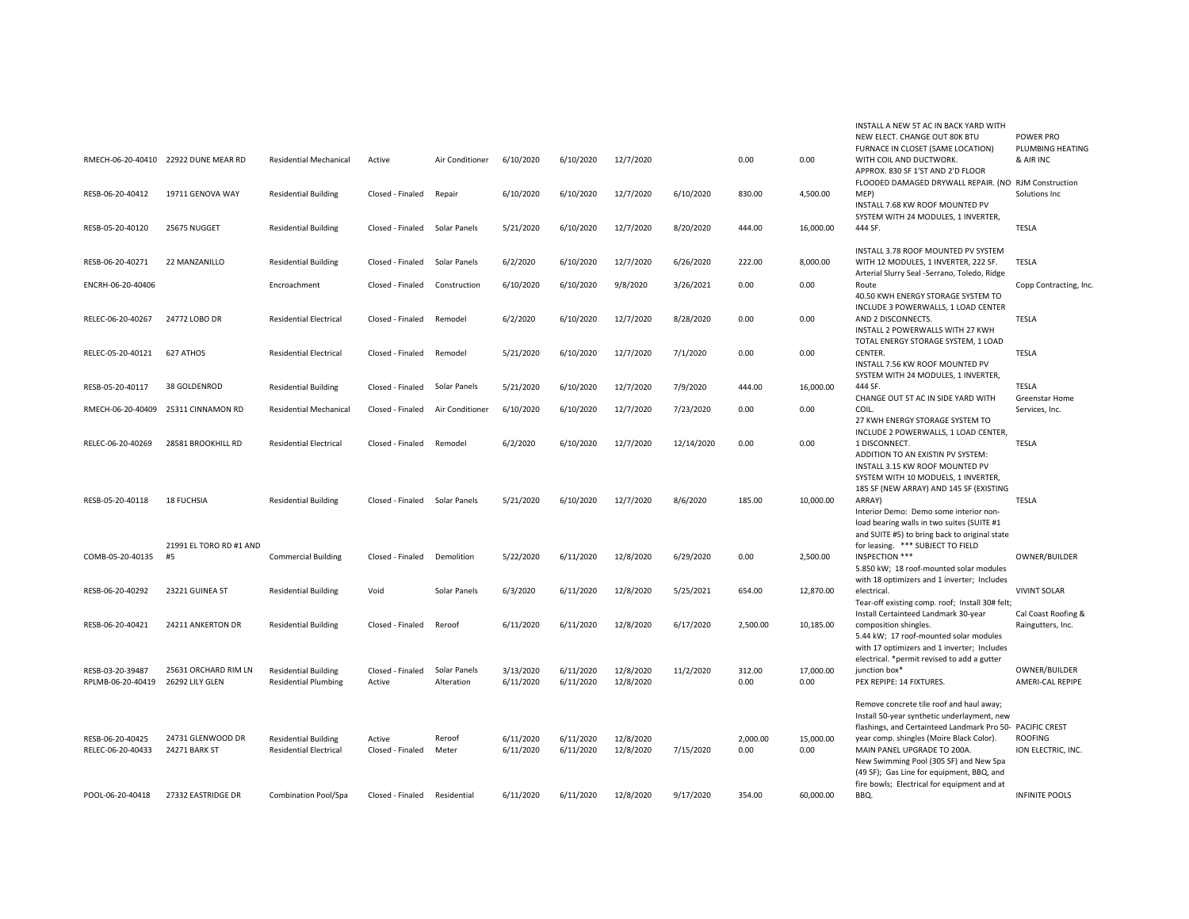| | | | | | | | | | | | | |
|---|---|---|---|---|---|---|---|---|---|---|---|---|
| RMECH-06-20-40410 | 22922 DUNE MEAR RD | Residential Mechanical | Active | Air Conditioner | 6/10/2020 | 6/10/2020 | 12/7/2020 | | 0.00 | 0.00 | INSTALL A NEW 5T AC IN BACK YARD WITH NEW ELECT. CHANGE OUT 80K BTU FURNACE IN CLOSET (SAME LOCATION) WITH COIL AND DUCTWORK. | POWER PRO PLUMBING HEATING & AIR INC |
| RESB-06-20-40412 | 19711 GENOVA WAY | Residential Building | Closed - Finaled | Repair | 6/10/2020 | 6/10/2020 | 12/7/2020 | 6/10/2020 | 830.00 | 4,500.00 | APPROX. 830 SF 1'ST AND 2'D FLOOR FLOODED DAMAGED DRYWALL REPAIR. (NO MEP) | RJM Construction Solutions Inc |
| RESB-05-20-40120 | 25675 NUGGET | Residential Building | Closed - Finaled | Solar Panels | 5/21/2020 | 6/10/2020 | 12/7/2020 | 8/20/2020 | 444.00 | 16,000.00 | INSTALL 7.68 KW ROOF MOUNTED PV SYSTEM WITH 24 MODULES, 1 INVERTER, 444 SF. | TESLA |
| RESB-06-20-40271 | 22 MANZANILLO | Residential Building | Closed - Finaled | Solar Panels | 6/2/2020 | 6/10/2020 | 12/7/2020 | 6/26/2020 | 222.00 | 8,000.00 | INSTALL 3.78 ROOF MOUNTED PV SYSTEM WITH 12 MODULES, 1 INVERTER, 222 SF. | TESLA |
| ENCRH-06-20-40406 | | Encroachment | Closed - Finaled | Construction | 6/10/2020 | 6/10/2020 | 9/8/2020 | 3/26/2021 | 0.00 | 0.00 | Arterial Slurry Seal -Serrano, Toledo, Ridge Route | Copp Contracting, Inc. |
| RELEC-06-20-40267 | 24772 LOBO DR | Residential Electrical | Closed - Finaled | Remodel | 6/2/2020 | 6/10/2020 | 12/7/2020 | 8/28/2020 | 0.00 | 0.00 | 40.50 KWH ENERGY STORAGE SYSTEM TO INCLUDE 3 POWERWALLS, 1 LOAD CENTER AND 2 DISCONNECTS. | TESLA |
| RELEC-05-20-40121 | 627 ATHOS | Residential Electrical | Closed - Finaled | Remodel | 5/21/2020 | 6/10/2020 | 12/7/2020 | 7/1/2020 | 0.00 | 0.00 | INSTALL 2 POWERWALLS WITH 27 KWH TOTAL ENERGY STORAGE SYSTEM, 1 LOAD CENTER. | TESLA |
| RESB-05-20-40117 | 38 GOLDENROD | Residential Building | Closed - Finaled | Solar Panels | 5/21/2020 | 6/10/2020 | 12/7/2020 | 7/9/2020 | 444.00 | 16,000.00 | INSTALL 7.56 KW ROOF MOUNTED PV SYSTEM WITH 24 MODULES, 1 INVERTER, 444 SF. | TESLA |
| RMECH-06-20-40409 | 25311 CINNAMON RD | Residential Mechanical | Closed - Finaled | Air Conditioner | 6/10/2020 | 6/10/2020 | 12/7/2020 | 7/23/2020 | 0.00 | 0.00 | CHANGE OUT 5T AC IN SIDE YARD WITH COIL. | Greenstar Home Services, Inc. |
| RELEC-06-20-40269 | 28581 BROOKHILL RD | Residential Electrical | Closed - Finaled | Remodel | 6/2/2020 | 6/10/2020 | 12/7/2020 | 12/14/2020 | 0.00 | 0.00 | 27 KWH ENERGY STORAGE SYSTEM TO INCLUDE 2 POWERWALLS, 1 LOAD CENTER, 1 DISCONNECT. | TESLA |
| RESB-05-20-40118 | 18 FUCHSIA | Residential Building | Closed - Finaled | Solar Panels | 5/21/2020 | 6/10/2020 | 12/7/2020 | 8/6/2020 | 185.00 | 10,000.00 | ADDITION TO AN EXISTIN PV SYSTEM: INSTALL 3.15 KW ROOF MOUNTED PV SYSTEM WITH 10 MODUELS, 1 INVERTER, 185 SF (NEW ARRAY) AND 145 SF (EXISTING ARRAY) | TESLA |
| COMB-05-20-40135 | 21991 EL TORO RD #1 AND #5 | Commercial Building | Closed - Finaled | Demolition | 5/22/2020 | 6/11/2020 | 12/8/2020 | 6/29/2020 | 0.00 | 2,500.00 | Interior Demo: Demo some interior non-load bearing walls in two suites (SUITE #1 and SUITE #5) to bring back to original state for leasing. *** SUBJECT TO FIELD INSPECTION *** | OWNER/BUILDER |
| RESB-06-20-40292 | 23221 GUINEA ST | Residential Building | Void | Solar Panels | 6/3/2020 | 6/11/2020 | 12/8/2020 | 5/25/2021 | 654.00 | 12,870.00 | 5.850 kW; 18 roof-mounted solar modules with 18 optimizers and 1 inverter; Includes electrical. | VIVINT SOLAR |
| RESB-06-20-40421 | 24211 ANKERTON DR | Residential Building | Closed - Finaled | Reroof | 6/11/2020 | 6/11/2020 | 12/8/2020 | 6/17/2020 | 2,500.00 | 10,185.00 | Tear-off existing comp. roof; Install 30# felt; Install Certainteed Landmark 30-year composition shingles. | Cal Coast Roofing & Raingutters, Inc. |
| RESB-03-20-39487 | 25631 ORCHARD RIM LN | Residential Building | Closed - Finaled | Solar Panels | 3/13/2020 | 6/11/2020 | 12/8/2020 | 11/2/2020 | 312.00 | 17,000.00 | 5.44 kW; 17 roof-mounted solar modules with 17 optimizers and 1 inverter; Includes electrical. *permit revised to add a gutter junction box* | OWNER/BUILDER |
| RPLMB-06-20-40419 | 26292 LILY GLEN | Residential Plumbing | Active | Alteration | 6/11/2020 | 6/11/2020 | 12/8/2020 | | 0.00 | 0.00 | PEX REPIPE: 14 FIXTURES. | AMERI-CAL REPIPE |
| RESB-06-20-40425 | 24731 GLENWOOD DR | Residential Building | Active | Reroof | 6/11/2020 | 6/11/2020 | 12/8/2020 | | 2,000.00 | 15,000.00 | Remove concrete tile roof and haul away; Install 50-year synthetic underlayment, new flashings, and Certainteed Landmark Pro 50-year comp. shingles (Moire Black Color). | PACIFIC CREST ROOFING |
| RELEC-06-20-40433 | 24271 BARK ST | Residential Electrical | Closed - Finaled | Meter | 6/11/2020 | 6/11/2020 | 12/8/2020 | 7/15/2020 | 0.00 | 0.00 | MAIN PANEL UPGRADE TO 200A. | ION ELECTRIC, INC. |
| POOL-06-20-40418 | 27332 EASTRIDGE DR | Combination Pool/Spa | Closed - Finaled | Residential | 6/11/2020 | 6/11/2020 | 12/8/2020 | 9/17/2020 | 354.00 | 60,000.00 | New Swimming Pool (305 SF) and New Spa (49 SF); Gas Line for equipment, BBQ, and fire bowls; Electrical for equipment and at BBQ. | INFINITE POOLS |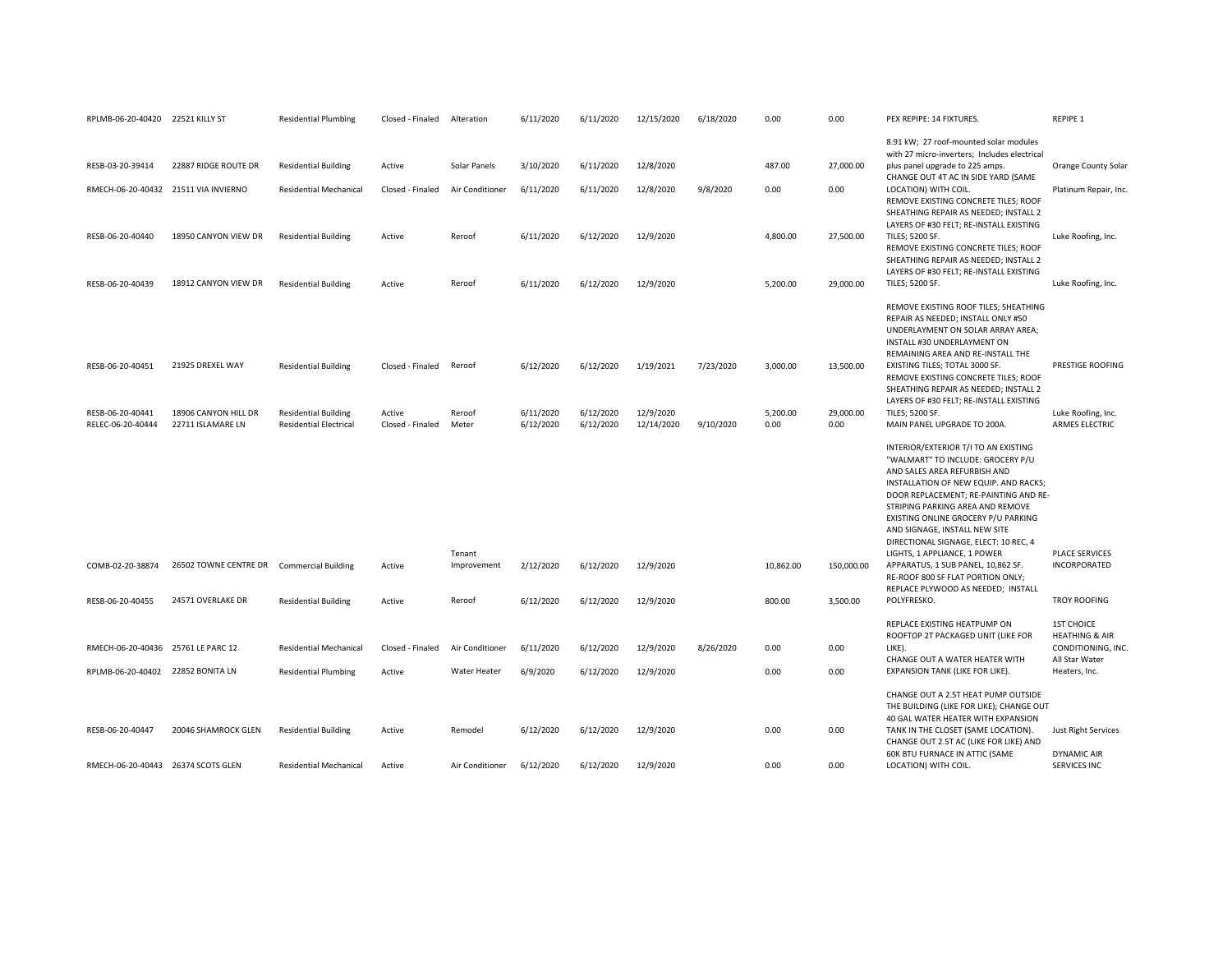| | | | | | | | | | | | | |
|---|---|---|---|---|---|---|---|---|---|---|---|---|
| RPLMB-06-20-40420 | 22521 KILLY ST | Residential Plumbing | Closed - Finaled | Alteration | 6/11/2020 | 6/11/2020 | 12/15/2020 | 6/18/2020 | 0.00 | 0.00 | PEX REPIPE: 14 FIXTURES. | REPIPE 1 |
| RESB-03-20-39414 | 22887 RIDGE ROUTE DR | Residential Building | Active | Solar Panels | 3/10/2020 | 6/11/2020 | 12/8/2020 | | 487.00 | 27,000.00 | 8.91 kW; 27 roof-mounted solar modules with 27 micro-inverters; Includes electrical plus panel upgrade to 225 amps. | Orange County Solar |
| RMECH-06-20-40432 | 21511 VIA INVIERNO | Residential Mechanical | Closed - Finaled | Air Conditioner | 6/11/2020 | 6/11/2020 | 12/8/2020 | 9/8/2020 | 0.00 | 0.00 | CHANGE OUT 4T AC IN SIDE YARD (SAME LOCATION) WITH COIL. | Platinum Repair, Inc. |
| RESB-06-20-40440 | 18950 CANYON VIEW DR | Residential Building | Active | Reroof | 6/11/2020 | 6/12/2020 | 12/9/2020 | | 4,800.00 | 27,500.00 | REMOVE EXISTING CONCRETE TILES; ROOF SHEATHING REPAIR AS NEEDED; INSTALL 2 LAYERS OF #30 FELT; RE-INSTALL EXISTING TILES; 5200 SF. | Luke Roofing, Inc. |
| RESB-06-20-40439 | 18912 CANYON VIEW DR | Residential Building | Active | Reroof | 6/11/2020 | 6/12/2020 | 12/9/2020 | | 5,200.00 | 29,000.00 | REMOVE EXISTING CONCRETE TILES; ROOF SHEATHING REPAIR AS NEEDED; INSTALL 2 LAYERS OF #30 FELT; RE-INSTALL EXISTING TILES; 5200 SF. | Luke Roofing, Inc. |
| RESB-06-20-40451 | 21925 DREXEL WAY | Residential Building | Closed - Finaled | Reroof | 6/12/2020 | 6/12/2020 | 1/19/2021 | 7/23/2020 | 3,000.00 | 13,500.00 | REMOVE EXISTING ROOF TILES; SHEATHING REPAIR AS NEEDED; INSTALL ONLY #50 UNDERLAYMENT ON SOLAR ARRAY AREA; INSTALL #30 UNDERLAYMENT ON REMAINING AREA AND RE-INSTALL THE EXISTING TILES; TOTAL 3000 SF. | PRESTIGE ROOFING |
| RESB-06-20-40441 | 18906 CANYON HILL DR | Residential Building | Active | Reroof | 6/11/2020 | 6/12/2020 | 12/9/2020 | | 5,200.00 | 29,000.00 | REMOVE EXISTING CONCRETE TILES; ROOF SHEATHING REPAIR AS NEEDED; INSTALL 2 LAYERS OF #30 FELT; RE-INSTALL EXISTING TILES; 5200 SF. | Luke Roofing, Inc. |
| RELEC-06-20-40444 | 22711 ISLAMARE LN | Residential Electrical | Closed - Finaled | Meter | 6/12/2020 | 6/12/2020 | 12/14/2020 | 9/10/2020 | 0.00 | 0.00 | MAIN PANEL UPGRADE TO 200A. | ARMES ELECTRIC |
| COMB-02-20-38874 | 26502 TOWNE CENTRE DR | Commercial Building | Active | Tenant Improvement | 2/12/2020 | 6/12/2020 | 12/9/2020 | | 10,862.00 | 150,000.00 | INTERIOR/EXTERIOR T/I TO AN EXISTING "WALMART" TO INCLUDE: GROCERY P/U AND SALES AREA REFURBISH AND INSTALLATION OF NEW EQUIP. AND RACKS; DOOR REPLACEMENT; RE-PAINTING AND RE-STRIPING PARKING AREA AND REMOVE EXISTING ONLINE GROCERY P/U PARKING AND SIGNAGE, INSTALL NEW SITE DIRECTIONAL SIGNAGE, ELECT: 10 REC, 4 LIGHTS, 1 APPLIANCE, 1 POWER APPARATUS, 1 SUB PANEL, 10,862 SF. | PLACE SERVICES INCORPORATED |
| RESB-06-20-40455 | 24571 OVERLAKE DR | Residential Building | Active | Reroof | 6/12/2020 | 6/12/2020 | 12/9/2020 | | 800.00 | 3,500.00 | RE-ROOF 800 SF FLAT PORTION ONLY; REPLACE PLYWOOD AS NEEDED; INSTALL POLYFRESKO. | TROY ROOFING |
| RMECH-06-20-40436 | 25761 LE PARC 12 | Residential Mechanical | Closed - Finaled | Air Conditioner | 6/11/2020 | 6/12/2020 | 12/9/2020 | 8/26/2020 | 0.00 | 0.00 | REPLACE EXISTING HEATPUMP ON ROOFTOP 2T PACKAGED UNIT (LIKE FOR LIKE). | 1ST CHOICE HEATHING & AIR CONDITIONING, INC. |
| RPLMB-06-20-40402 | 22852 BONITA LN | Residential Plumbing | Active | Water Heater | 6/9/2020 | 6/12/2020 | 12/9/2020 | | 0.00 | 0.00 | CHANGE OUT A WATER HEATER WITH EXPANSION TANK (LIKE FOR LIKE). | All Star Water Heaters, Inc. |
| RESB-06-20-40447 | 20046 SHAMROCK GLEN | Residential Building | Active | Remodel | 6/12/2020 | 6/12/2020 | 12/9/2020 | | 0.00 | 0.00 | CHANGE OUT A 2.5T HEAT PUMP OUTSIDE THE BUILDING (LIKE FOR LIKE); CHANGE OUT 40 GAL WATER HEATER WITH EXPANSION TANK IN THE CLOSET (SAME LOCATION). | Just Right Services |
| RMECH-06-20-40443 | 26374 SCOTS GLEN | Residential Mechanical | Active | Air Conditioner | 6/12/2020 | 6/12/2020 | 12/9/2020 | | 0.00 | 0.00 | CHANGE OUT 2.5T AC (LIKE FOR LIKE) AND 60K BTU FURNACE IN ATTIC (SAME LOCATION) WITH COIL. | DYNAMIC AIR SERVICES INC |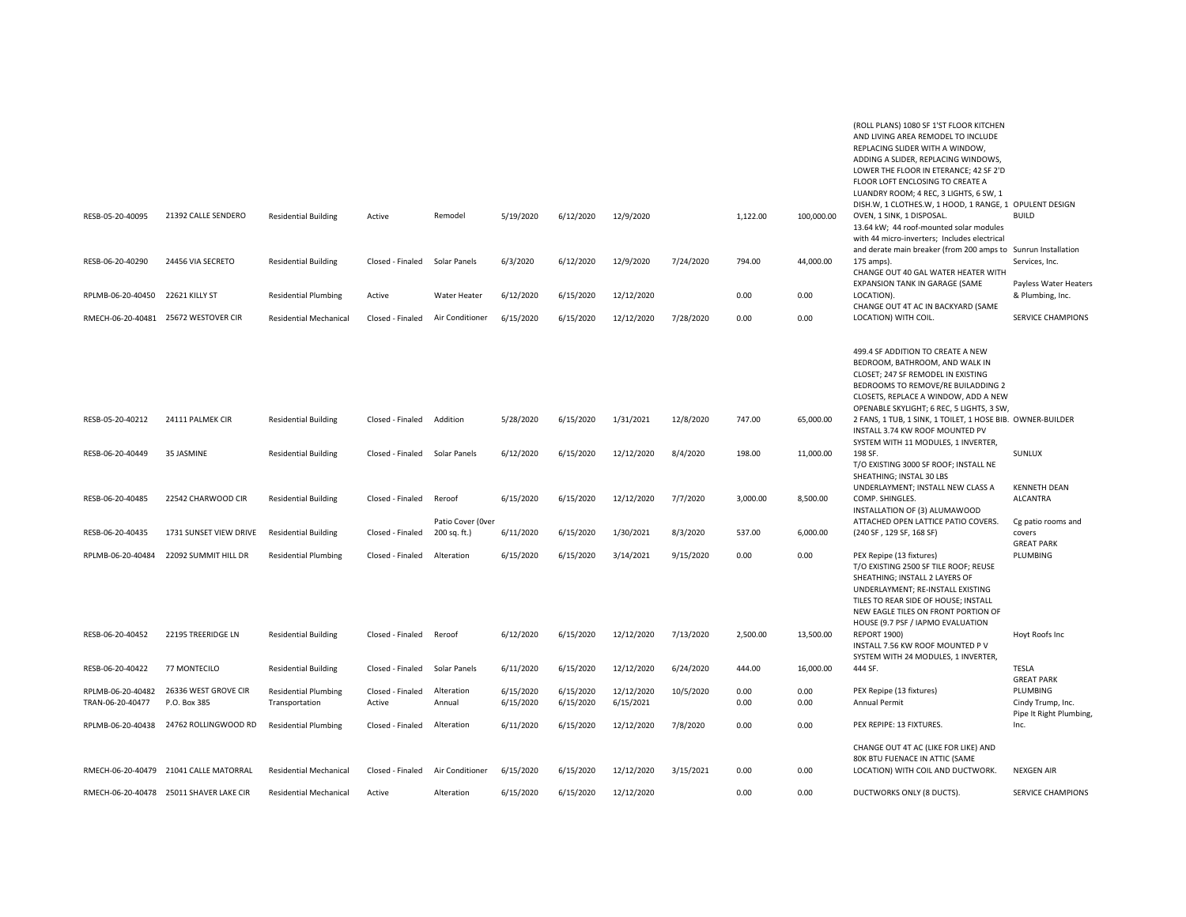| | | | | | | | | | | | | |
|---|---|---|---|---|---|---|---|---|---|---|---|---|
| RESB-05-20-40095 | 21392 CALLE SENDERO | Residential Building | Active | Remodel | 5/19/2020 | 6/12/2020 | 12/9/2020 | | 1,122.00 | 100,000.00 | (ROLL PLANS) 1080 SF 1'ST FLOOR KITCHEN AND LIVING AREA REMODEL TO INCLUDE REPLACING SLIDER WITH A WINDOW, ADDING A SLIDER, REPLACING WINDOWS, LOWER THE FLOOR IN ETERANCE; 42 SF 2'D FLOOR LOFT ENCLOSING TO CREATE A LUANDRY ROOM; 4 REC, 3 LIGHTS, 6 SW, 1 DISH.W, 1 CLOTHES.W, 1 HOOD, 1 RANGE, 1 OVEN, 1 SINK, 1 DISPOSAL. | OPULENT DESIGN BUILD |
| RESB-06-20-40290 | 24456 VIA SECRETO | Residential Building | Closed - Finaled | Solar Panels | 6/3/2020 | 6/12/2020 | 12/9/2020 | 7/24/2020 | 794.00 | 44,000.00 | 13.64 kW; 44 roof-mounted solar modules with 44 micro-inverters; Includes electrical and derate main breaker (from 200 amps to 175 amps). | Sunrun Installation Services, Inc. |
| RPLMB-06-20-40450 | 22621 KILLY ST | Residential Plumbing | Active | Water Heater | 6/12/2020 | 6/15/2020 | 12/12/2020 | | 0.00 | 0.00 | CHANGE OUT 40 GAL WATER HEATER WITH EXPANSION TANK IN GARAGE (SAME LOCATION). | Payless Water Heaters & Plumbing, Inc. |
| RMECH-06-20-40481 | 25672 WESTOVER CIR | Residential Mechanical | Closed - Finaled | Air Conditioner | 6/15/2020 | 6/15/2020 | 12/12/2020 | 7/28/2020 | 0.00 | 0.00 | CHANGE OUT 4T AC IN BACKYARD (SAME LOCATION) WITH COIL. | SERVICE CHAMPIONS |
| RESB-05-20-40212 | 24111 PALMEK CIR | Residential Building | Closed - Finaled | Addition | 5/28/2020 | 6/15/2020 | 1/31/2021 | 12/8/2020 | 747.00 | 65,000.00 | 499.4 SF ADDITION TO CREATE A NEW BEDROOM, BATHROOM, AND WALK IN CLOSET; 247 SF REMODEL IN EXISTING BEDROOMS TO REMOVE/RE BUILADDING 2 CLOSETS, REPLACE A WINDOW, ADD A NEW OPENABLE SKYLIGHT; 6 REC, 5 LIGHTS, 3 SW, 2 FANS, 1 TUB, 1 SINK, 1 TOILET, 1 HOSE BIB. | OWNER-BUILDER |
| RESB-06-20-40449 | 35 JASMINE | Residential Building | Closed - Finaled | Solar Panels | 6/12/2020 | 6/15/2020 | 12/12/2020 | 8/4/2020 | 198.00 | 11,000.00 | INSTALL 3.74 KW ROOF MOUNTED PV SYSTEM WITH 11 MODULES, 1 INVERTER, 198 SF. | SUNLUX |
| RESB-06-20-40485 | 22542 CHARWOOD CIR | Residential Building | Closed - Finaled | Reroof | 6/15/2020 | 6/15/2020 | 12/12/2020 | 7/7/2020 | 3,000.00 | 8,500.00 | T/O EXISTING 3000 SF ROOF; INSTALL NE SHEATHING; INSTAL 30 LBS UNDERLAYMENT; INSTALL NEW CLASS A COMP. SHINGLES. | KENNETH DEAN ALCANTRA |
| RESB-06-20-40435 | 1731 SUNSET VIEW DRIVE | Residential Building | Closed - Finaled | Patio Cover (0ver 200 sq. ft.) | 6/11/2020 | 6/15/2020 | 1/30/2021 | 8/3/2020 | 537.00 | 6,000.00 | INSTALLATION OF (3) ALUMAWOOD ATTACHED OPEN LATTICE PATIO COVERS. (240 SF , 129 SF, 168 SF) | Cg patio rooms and covers |
| RPLMB-06-20-40484 | 22092 SUMMIT HILL DR | Residential Plumbing | Closed - Finaled | Alteration | 6/15/2020 | 6/15/2020 | 3/14/2021 | 9/15/2020 | 0.00 | 0.00 | PEX Repipe (13 fixtures) | GREAT PARK PLUMBING |
| RESB-06-20-40452 | 22195 TREERIDGE LN | Residential Building | Closed - Finaled | Reroof | 6/12/2020 | 6/15/2020 | 12/12/2020 | 7/13/2020 | 2,500.00 | 13,500.00 | T/O EXISTING 2500 SF TILE ROOF; REUSE SHEATHING; INSTALL 2 LAYERS OF UNDERLAYMENT; RE-INSTALL EXISTING TILES TO REAR SIDE OF HOUSE; INSTALL NEW EAGLE TILES ON FRONT PORTION OF HOUSE (9.7 PSF / IAPMO EVALUATION REPORT 1900) | Hoyt Roofs Inc |
| RESB-06-20-40422 | 77 MONTECILO | Residential Building | Closed - Finaled | Solar Panels | 6/11/2020 | 6/15/2020 | 12/12/2020 | 6/24/2020 | 444.00 | 16,000.00 | INSTALL 7.56 KW ROOF MOUNTED P V SYSTEM WITH 24 MODULES, 1 INVERTER, 444 SF. | TESLA |
| RPLMB-06-20-40482 | 26336 WEST GROVE CIR | Residential Plumbing | Closed - Finaled | Alteration | 6/15/2020 | 6/15/2020 | 12/12/2020 | 10/5/2020 | 0.00 | 0.00 | PEX Repipe (13 fixtures) | GREAT PARK PLUMBING |
| TRAN-06-20-40477 | P.O. Box 385 | Transportation | Active | Annual | 6/15/2020 | 6/15/2020 | 6/15/2021 | | 0.00 | 0.00 | Annual Permit | Cindy Trump, Inc. |
| RPLMB-06-20-40438 | 24762 ROLLINGWOOD RD | Residential Plumbing | Closed - Finaled | Alteration | 6/11/2020 | 6/15/2020 | 12/12/2020 | 7/8/2020 | 0.00 | 0.00 | PEX REPIPE: 13 FIXTURES. | Pipe It Right Plumbing, Inc. |
| RMECH-06-20-40479 | 21041 CALLE MATORRAL | Residential Mechanical | Closed - Finaled | Air Conditioner | 6/15/2020 | 6/15/2020 | 12/12/2020 | 3/15/2021 | 0.00 | 0.00 | CHANGE OUT 4T AC (LIKE FOR LIKE) AND 80K BTU FUENACE IN ATTIC (SAME LOCATION) WITH COIL AND DUCTWORK. | NEXGEN AIR |
| RMECH-06-20-40478 | 25011 SHAVER LAKE CIR | Residential Mechanical | Active | Alteration | 6/15/2020 | 6/15/2020 | 12/12/2020 | | 0.00 | 0.00 | DUCTWORKS ONLY (8 DUCTS). | SERVICE CHAMPIONS |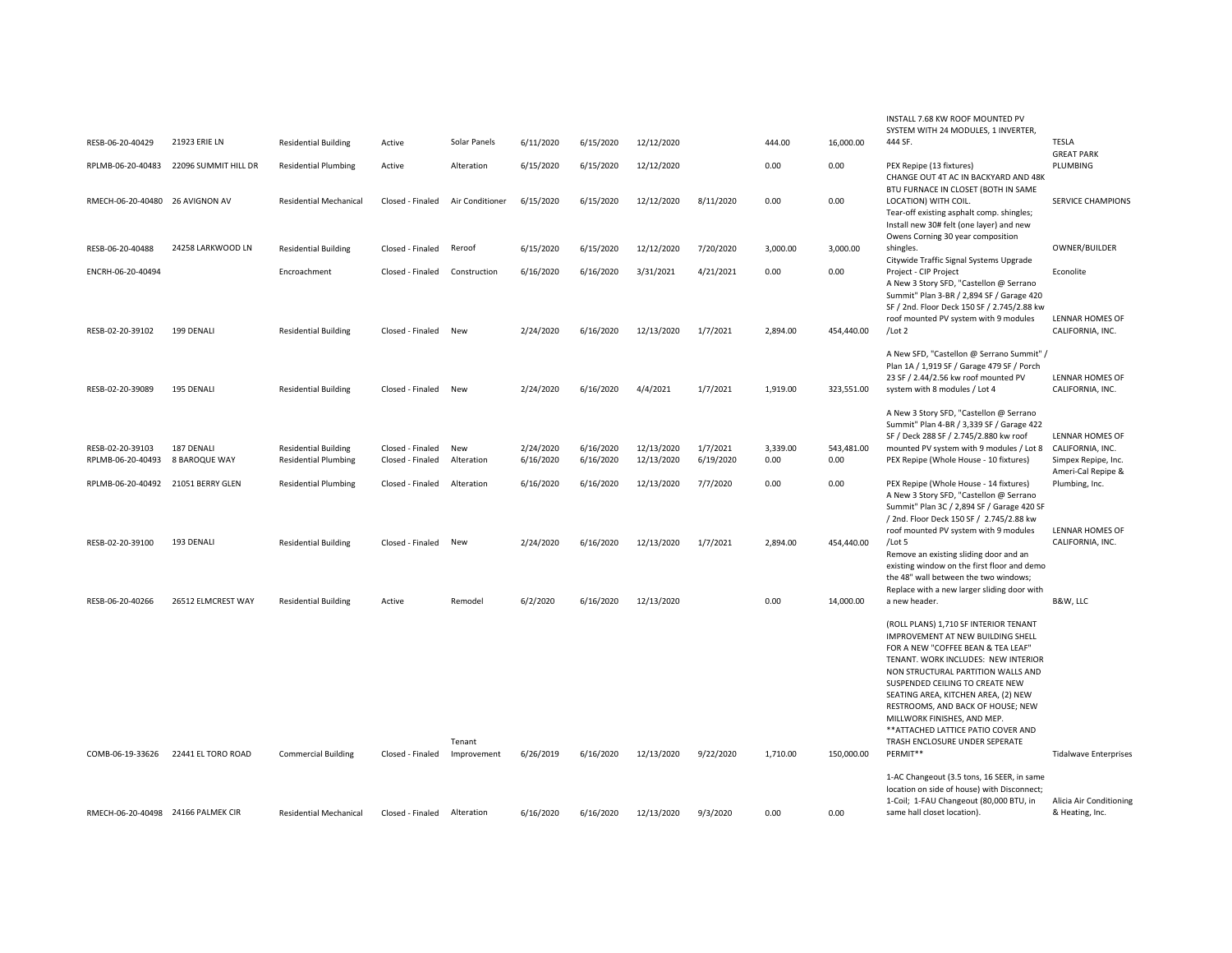| | | | | | | | | | | | | |
|---|---|---|---|---|---|---|---|---|---|---|---|---|
| RESB-06-20-40429 | 21923 ERIE LN | Residential Building | Active | Solar Panels | 6/11/2020 | 6/15/2020 | 12/12/2020 | | 444.00 | 16,000.00 | INSTALL 7.68 KW ROOF MOUNTED PV SYSTEM WITH 24 MODULES, 1 INVERTER, 444 SF. | TESLA |
| RPLMB-06-20-40483 | 22096 SUMMIT HILL DR | Residential Plumbing | Active | Alteration | 6/15/2020 | 6/15/2020 | 12/12/2020 | | 0.00 | 0.00 | PEX Repipe (13 fixtures) | GREAT PARK PLUMBING |
| RMECH-06-20-40480 | 26 AVIGNON AV | Residential Mechanical | Closed - Finaled | Air Conditioner | 6/15/2020 | 6/15/2020 | 12/12/2020 | 8/11/2020 | 0.00 | 0.00 | CHANGE OUT 4T AC IN BACKYARD AND 48K BTU FURNACE IN CLOSET (BOTH IN SAME LOCATION) WITH COIL. | SERVICE CHAMPIONS |
| RESB-06-20-40488 | 24258 LARKWOOD LN | Residential Building | Closed - Finaled | Reroof | 6/15/2020 | 6/15/2020 | 12/12/2020 | 7/20/2020 | 3,000.00 | 3,000.00 | Tear-off existing asphalt comp. shingles; Install new 30# felt (one layer) and new Owens Corning 30 year composition shingles. | OWNER/BUILDER |
| ENCRH-06-20-40494 | | Encroachment | Closed - Finaled | Construction | 6/16/2020 | 6/16/2020 | 3/31/2021 | 4/21/2021 | 0.00 | 0.00 | Citywide Traffic Signal Systems Upgrade Project - CIP Project | Econolite |
| RESB-02-20-39102 | 199 DENALI | Residential Building | Closed - Finaled | New | 2/24/2020 | 6/16/2020 | 12/13/2020 | 1/7/2021 | 2,894.00 | 454,440.00 | A New 3 Story SFD, "Castellon @ Serrano Summit" Plan 3-BR / 2,894 SF / Garage 420 SF / 2nd. Floor Deck 150 SF / 2.745/2.88 kw roof mounted PV system with 9 modules /Lot 2 | LENNAR HOMES OF CALIFORNIA, INC. |
| RESB-02-20-39089 | 195 DENALI | Residential Building | Closed - Finaled | New | 2/24/2020 | 6/16/2020 | 4/4/2021 | 1/7/2021 | 1,919.00 | 323,551.00 | A New SFD, "Castellon @ Serrano Summit" / Plan 1A / 1,919 SF / Garage 479 SF / Porch 23 SF / 2.44/2.56 kw roof mounted PV system with 8 modules / Lot 4 | LENNAR HOMES OF CALIFORNIA, INC. |
| RESB-02-20-39103 | 187 DENALI | Residential Building | Closed - Finaled | New | 2/24/2020 | 6/16/2020 | 12/13/2020 | 1/7/2021 | 3,339.00 | 543,481.00 | A New 3 Story SFD, "Castellon @ Serrano Summit" Plan 4-BR / 3,339 SF / Garage 422 SF / Deck 288 SF / 2.745/2.880 kw roof mounted PV system with 9 modules / Lot 8 | LENNAR HOMES OF CALIFORNIA, INC. |
| RPLMB-06-20-40493 | 8 BAROQUE WAY | Residential Plumbing | Closed - Finaled | Alteration | 6/16/2020 | 6/16/2020 | 12/13/2020 | 6/19/2020 | 0.00 | 0.00 | PEX Repipe (Whole House - 10 fixtures) | Simpex Repipe, Inc. |
| RPLMB-06-20-40492 | 21051 BERRY GLEN | Residential Plumbing | Closed - Finaled | Alteration | 6/16/2020 | 6/16/2020 | 12/13/2020 | 7/7/2020 | 0.00 | 0.00 | PEX Repipe (Whole House - 14 fixtures) | Ameri-Cal Repipe & Plumbing, Inc. |
| RESB-02-20-39100 | 193 DENALI | Residential Building | Closed - Finaled | New | 2/24/2020 | 6/16/2020 | 12/13/2020 | 1/7/2021 | 2,894.00 | 454,440.00 | A New 3 Story SFD, "Castellon @ Serrano Summit" Plan 3C / 2,894 SF / Garage 420 SF / 2nd. Floor Deck 150 SF / 2.745/2.88 kw roof mounted PV system with 9 modules /Lot 5 | LENNAR HOMES OF CALIFORNIA, INC. |
| RESB-06-20-40266 | 26512 ELMCREST WAY | Residential Building | Active | Remodel | 6/2/2020 | 6/16/2020 | 12/13/2020 | | 0.00 | 14,000.00 | Remove an existing sliding door and an existing window on the first floor and demo the 48" wall between the two windows; Replace with a new larger sliding door with a new header. | B&W, LLC |
| COMB-06-19-33626 | 22441 EL TORO ROAD | Commercial Building | Closed - Finaled | Tenant Improvement | 6/26/2019 | 6/16/2020 | 12/13/2020 | 9/22/2020 | 1,710.00 | 150,000.00 | (ROLL PLANS) 1,710 SF INTERIOR TENANT IMPROVEMENT AT NEW BUILDING SHELL FOR A NEW "COFFEE BEAN & TEA LEAF" TENANT. WORK INCLUDES: NEW INTERIOR NON STRUCTURAL PARTITION WALLS AND SUSPENDED CEILING TO CREATE NEW SEATING AREA, KITCHEN AREA, (2) NEW RESTROOMS, AND BACK OF HOUSE; NEW MILLWORK FINISHES, AND MEP. **ATTACHED LATTICE PATIO COVER AND TRASH ENCLOSURE UNDER SEPERATE PERMIT** | Tidalwave Enterprises |
| RMECH-06-20-40498 | 24166 PALMEK CIR | Residential Mechanical | Closed - Finaled | Alteration | 6/16/2020 | 6/16/2020 | 12/13/2020 | 9/3/2020 | 0.00 | 0.00 | 1-AC Changeout (3.5 tons, 16 SEER, in same location on side of house) with Disconnect; 1-Coil; 1-FAU Changeout (80,000 BTU, in same hall closet location). | Alicia Air Conditioning & Heating, Inc. |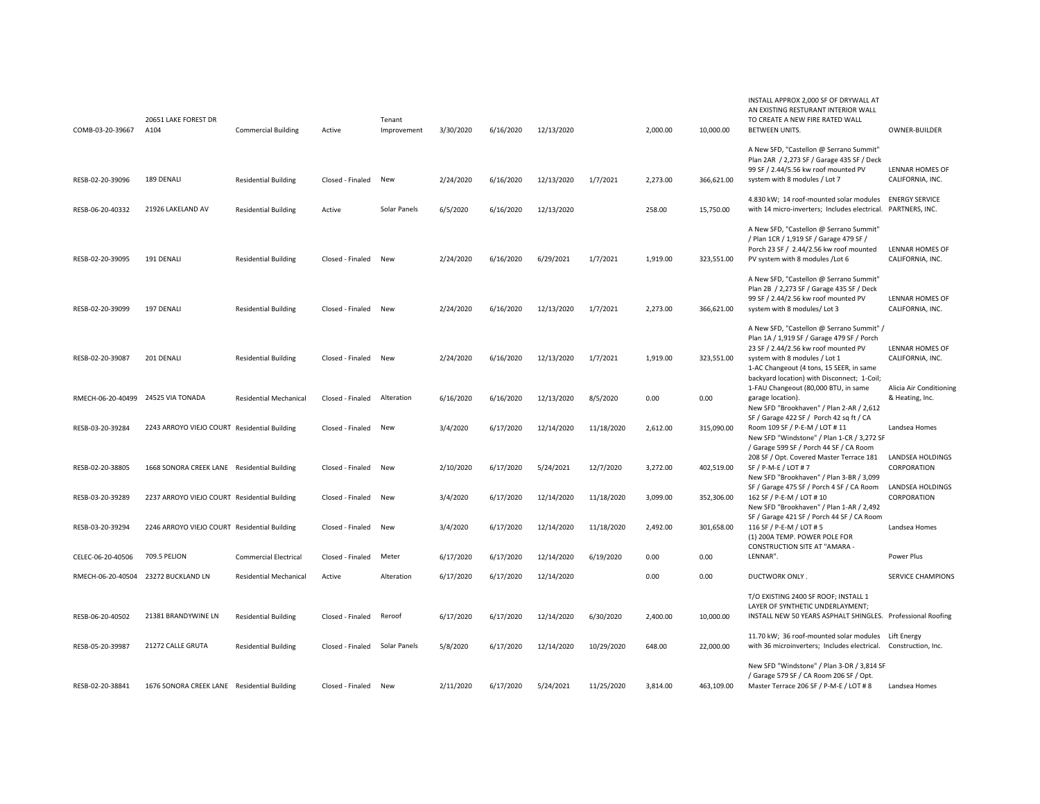| | | | | | | | | | | | | |
|---|---|---|---|---|---|---|---|---|---|---|---|---|
| COMB-03-20-39667 | 20651 LAKE FOREST DR A104 | Commercial Building | Active | Tenant Improvement | 3/30/2020 | 6/16/2020 | 12/13/2020 | | 2,000.00 | 10,000.00 | INSTALL APPROX 2,000 SF OF DRYWALL AT AN EXISTING RESTURANT INTERIOR WALL TO CREATE A NEW FIRE RATED WALL BETWEEN UNITS. | OWNER-BUILDER |
| RESB-02-20-39096 | 189 DENALI | Residential Building | Closed - Finaled | New | 2/24/2020 | 6/16/2020 | 12/13/2020 | 1/7/2021 | 2,273.00 | 366,621.00 | A New SFD, "Castellon @ Serrano Summit" Plan 2AR / 2,273 SF / Garage 435 SF / Deck 99 SF / 2.44/5.56 kw roof mounted PV system with 8 modules / Lot 7 | LENNAR HOMES OF CALIFORNIA, INC. |
| RESB-06-20-40332 | 21926 LAKELAND AV | Residential Building | Active | Solar Panels | 6/5/2020 | 6/16/2020 | 12/13/2020 | | 258.00 | 15,750.00 | 4.830 kW; 14 roof-mounted solar modules with 14 micro-inverters; Includes electrical. | ENERGY SERVICE PARTNERS, INC. |
| RESB-02-20-39095 | 191 DENALI | Residential Building | Closed - Finaled | New | 2/24/2020 | 6/16/2020 | 6/29/2021 | 1/7/2021 | 1,919.00 | 323,551.00 | A New SFD, "Castellon @ Serrano Summit" / Plan 1CR / 1,919 SF / Garage 479 SF / Porch 23 SF / 2.44/2.56 kw roof mounted PV system with 8 modules /Lot 6 | LENNAR HOMES OF CALIFORNIA, INC. |
| RESB-02-20-39099 | 197 DENALI | Residential Building | Closed - Finaled | New | 2/24/2020 | 6/16/2020 | 12/13/2020 | 1/7/2021 | 2,273.00 | 366,621.00 | A New SFD, "Castellon @ Serrano Summit" Plan 2B / 2,273 SF / Garage 435 SF / Deck 99 SF / 2.44/2.56 kw roof mounted PV system with 8 modules/ Lot 3 | LENNAR HOMES OF CALIFORNIA, INC. |
| RESB-02-20-39087 | 201 DENALI | Residential Building | Closed - Finaled | New | 2/24/2020 | 6/16/2020 | 12/13/2020 | 1/7/2021 | 1,919.00 | 323,551.00 | A New SFD, "Castellon @ Serrano Summit" / Plan 1A / 1,919 SF / Garage 479 SF / Porch 23 SF / 2.44/2.56 kw roof mounted PV system with 8 modules / Lot 1 | LENNAR HOMES OF CALIFORNIA, INC. |
| RMECH-06-20-40499 | 24525 VIA TONADA | Residential Mechanical | Closed - Finaled | Alteration | 6/16/2020 | 6/16/2020 | 12/13/2020 | 8/5/2020 | 0.00 | 0.00 | 1-AC Changeout (4 tons, 15 SEER, in same backyard location) with Disconnect; 1-Coil; 1-FAU Changeout (80,000 BTU, in same garage location). | Alicia Air Conditioning & Heating, Inc. |
| RESB-03-20-39284 | 2243 ARROYO VIEJO COURT | Residential Building | Closed - Finaled | New | 3/4/2020 | 6/17/2020 | 12/14/2020 | 11/18/2020 | 2,612.00 | 315,090.00 | New SFD "Brookhaven" / Plan 2-AR / 2,612 SF / Garage 422 SF / Porch 42 sq ft / CA Room 109 SF / P-E-M / LOT # 11 | Landsea Homes |
| RESB-02-20-38805 | 1668 SONORA CREEK LANE | Residential Building | Closed - Finaled | New | 2/10/2020 | 6/17/2020 | 5/24/2021 | 12/7/2020 | 3,272.00 | 402,519.00 | New SFD "Windstone" / Plan 1-CR / 3,272 SF / Garage 599 SF / Porch 44 SF / CA Room 208 SF / Opt. Covered Master Terrace 181 SF / P-M-E / LOT # 7 | LANDSEA HOLDINGS CORPORATION |
| RESB-03-20-39289 | 2237 ARROYO VIEJO COURT | Residential Building | Closed - Finaled | New | 3/4/2020 | 6/17/2020 | 12/14/2020 | 11/18/2020 | 3,099.00 | 352,306.00 | New SFD "Brookhaven" / Plan 3-BR / 3,099 SF / Garage 475 SF / Porch 4 SF / CA Room 162 SF / P-E-M / LOT # 10 | LANDSEA HOLDINGS CORPORATION |
| RESB-03-20-39294 | 2246 ARROYO VIEJO COURT | Residential Building | Closed - Finaled | New | 3/4/2020 | 6/17/2020 | 12/14/2020 | 11/18/2020 | 2,492.00 | 301,658.00 | New SFD "Brookhaven" / Plan 1-AR / 2,492 SF / Garage 421 SF / Porch 44 SF / CA Room 116 SF / P-E-M / LOT # 5 | Landsea Homes |
| CELEC-06-20-40506 | 709.5 PELION | Commercial Electrical | Closed - Finaled | Meter | 6/17/2020 | 6/17/2020 | 12/14/2020 | 6/19/2020 | 0.00 | 0.00 | (1) 200A TEMP. POWER POLE FOR CONSTRUCTION SITE AT "AMARA - LENNAR". | Power Plus |
| RMECH-06-20-40504 | 23272 BUCKLAND LN | Residential Mechanical | Active | Alteration | 6/17/2020 | 6/17/2020 | 12/14/2020 | | 0.00 | 0.00 | DUCTWORK ONLY . | SERVICE CHAMPIONS |
| RESB-06-20-40502 | 21381 BRANDYWINE LN | Residential Building | Closed - Finaled | Reroof | 6/17/2020 | 6/17/2020 | 12/14/2020 | 6/30/2020 | 2,400.00 | 10,000.00 | T/O EXISTING 2400 SF ROOF; INSTALL 1 LAYER OF SYNTHETIC UNDERLAYMENT; INSTALL NEW 50 YEARS ASPHALT SHINGLES. | Professional Roofing |
| RESB-05-20-39987 | 21272 CALLE GRUTA | Residential Building | Closed - Finaled | Solar Panels | 5/8/2020 | 6/17/2020 | 12/14/2020 | 10/29/2020 | 648.00 | 22,000.00 | 11.70 kW; 36 roof-mounted solar modules with 36 microinverters; Includes electrical. | Lift Energy Construction, Inc. |
| RESB-02-20-38841 | 1676 SONORA CREEK LANE | Residential Building | Closed - Finaled | New | 2/11/2020 | 6/17/2020 | 5/24/2021 | 11/25/2020 | 3,814.00 | 463,109.00 | New SFD "Windstone" / Plan 3-DR / 3,814 SF / Garage 579 SF / CA Room 206 SF / Opt. Master Terrace 206 SF / P-M-E / LOT # 8 | Landsea Homes |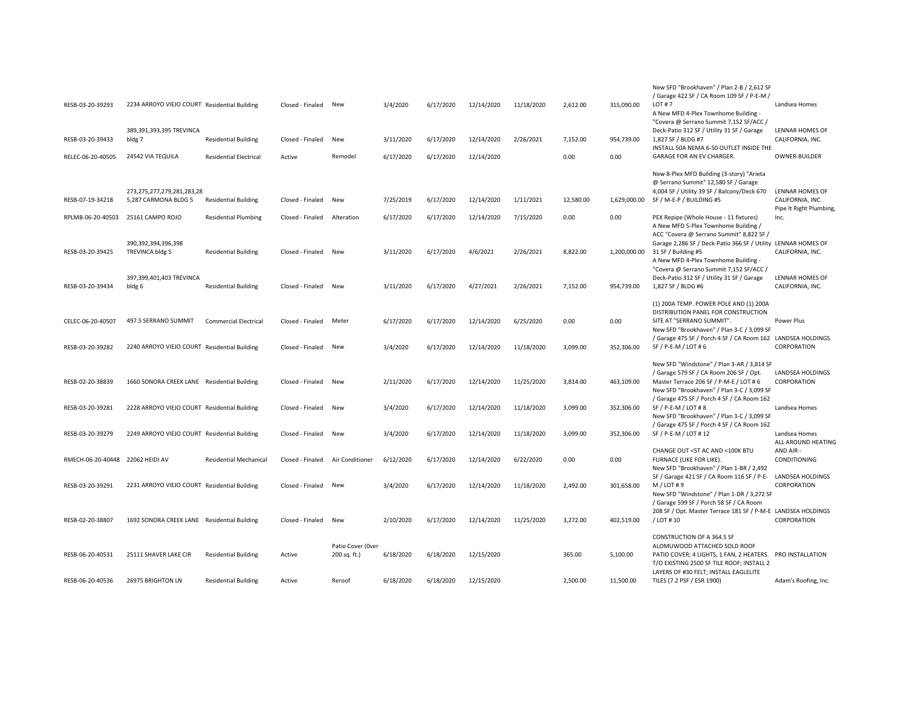| | | | | | | | | | | | | |
|---|---|---|---|---|---|---|---|---|---|---|---|---|
| RESB-03-20-39293 | 2234 ARROYO VIEJO COURT | Residential Building | Closed - Finaled | New | 3/4/2020 | 6/17/2020 | 12/14/2020 | 11/18/2020 | 2,612.00 | 315,090.00 | New SFD "Brookhaven" / Plan 2-B / 2,612 SF / Garage 422 SF / CA Room 109 SF / P-E-M / LOT # 7 | Landsea Homes |
| RESB-03-20-39433 | 389,391,393,395 TREVINCA bldg 7 | Residential Building | Closed - Finaled | New | 3/11/2020 | 6/17/2020 | 12/14/2020 | 2/26/2021 | 7,152.00 | 954,739.00 | A New MFD 4-Plex Townhome Building - "Covera @ Serrano Summit 7,152 SF/ACC / Deck-Patio 312 SF / Utility 31 SF / Garage 1,827 SF / BLDG #7 | LENNAR HOMES OF CALIFORNIA, INC. |
| RELEC-06-20-40505 | 24542 VIA TEQUILA | Residential Electrical | Active | Remodel | 6/17/2020 | 6/17/2020 | 12/14/2020 | | 0.00 | 0.00 | INSTALL 50A NEMA 6-50 OUTLET INSIDE THE GARAGE FOR AN EV CHARGER. | OWNER-BUILDER |
| RESB-07-19-34218 | 273,275,277,279,281,283,285,287 CARMONA BLDG 5 | Residential Building | Closed - Finaled | New | 7/25/2019 | 6/17/2020 | 12/14/2020 | 1/11/2021 | 12,580.00 | 1,629,000.00 | New 8-Plex MFD Building (3-story) "Arieta @ Serrano Summit" 12,580 SF / Garage 4,004 SF / Utility 39 SF / Balcony/Deck 670 SF / M-E-P / BUILDING #5 | LENNAR HOMES OF CALIFORNIA, INC. |
| RPLMB-06-20-40503 | 25161 CAMPO ROJO | Residential Plumbing | Closed - Finaled | Alteration | 6/17/2020 | 6/17/2020 | 12/14/2020 | 7/15/2020 | 0.00 | 0.00 | PEX Repipe (Whole House - 11 fixtures) | Pipe It Right Plumbing, Inc. |
| RESB-03-20-39425 | 390,392,394,396,398 TREVINCA bldg 5 | Residential Building | Closed - Finaled | New | 3/11/2020 | 6/17/2020 | 4/6/2021 | 2/26/2021 | 8,822.00 | 1,200,000.00 | A New MFD 5-Plex Townhome Building / ACC "Covera @ Serrano Summit" 8,822 SF / Garage 2,286 SF / Deck-Patio 366 SF / Utility 31 SF / Building #5 | LENNAR HOMES OF CALIFORNIA, INC. |
| RESB-03-20-39434 | 397,399,401,403 TREVINCA bldg 6 | Residential Building | Closed - Finaled | New | 3/11/2020 | 6/17/2020 | 4/27/2021 | 2/26/2021 | 7,152.00 | 954,739.00 | A New MFD 4-Plex Townhome Building - "Covera @ Serrano Summit 7,152 SF/ACC / Deck-Patio 312 SF / Utility 31 SF / Garage 1,827 SF / BLDG #6 | LENNAR HOMES OF CALIFORNIA, INC. |
| CELEC-06-20-40507 | 497.5 SERRANO SUMMIT | Commercial Electrical | Closed - Finaled | Meter | 6/17/2020 | 6/17/2020 | 12/14/2020 | 6/25/2020 | 0.00 | 0.00 | (1) 200A TEMP. POWER POLE AND (1) 200A DISTRIBUTION PANEL FOR CONSTRUCTION SITE AT "SERRANO SUMMIT". | Power Plus |
| RESB-03-20-39282 | 2240 ARROYO VIEJO COURT | Residential Building | Closed - Finaled | New | 3/4/2020 | 6/17/2020 | 12/14/2020 | 11/18/2020 | 3,099.00 | 352,306.00 | New SFD "Brookhaven" / Plan 3-C / 3,099 SF / Garage 475 SF / Porch 4 SF / CA Room 162 SF / P-E-M / LOT # 6 | LANDSEA HOLDINGS CORPORATION |
| RESB-02-20-38839 | 1660 SONORA CREEK LANE | Residential Building | Closed - Finaled | New | 2/11/2020 | 6/17/2020 | 12/14/2020 | 11/25/2020 | 3,814.00 | 463,109.00 | New SFD "Windstone" / Plan 3-AR / 3,814 SF / Garage 579 SF / CA Room 206 SF / Opt. Master Terrace 206 SF / P-M-E / LOT # 6 | LANDSEA HOLDINGS CORPORATION |
| RESB-03-20-39281 | 2228 ARROYO VIEJO COURT | Residential Building | Closed - Finaled | New | 3/4/2020 | 6/17/2020 | 12/14/2020 | 11/18/2020 | 3,099.00 | 352,306.00 | New SFD "Brookhaven" / Plan 3-C / 3,099 SF / Garage 475 SF / Porch 4 SF / CA Room 162 SF / P-E-M / LOT # 8 | Landsea Homes |
| RESB-03-20-39279 | 2249 ARROYO VIEJO COURT | Residential Building | Closed - Finaled | New | 3/4/2020 | 6/17/2020 | 12/14/2020 | 11/18/2020 | 3,099.00 | 352,306.00 | New SFD "Brookhaven" / Plan 3-C / 3,099 SF / Garage 475 SF / Porch 4 SF / CA Room 162 SF / P-E-M / LOT # 12 | Landsea Homes |
| RMECH-06-20-40448 | 22062 HEIDI AV | Residential Mechanical | Closed - Finaled | Air Conditioner | 6/12/2020 | 6/17/2020 | 12/14/2020 | 6/22/2020 | 0.00 | 0.00 | CHANGE OUT <5T AC AND <100K BTU FURNACE (LIKE FOR LIKE). | ALL AROUND HEATING AND AIR - CONDITIONING |
| RESB-03-20-39291 | 2231 ARROYO VIEJO COURT | Residential Building | Closed - Finaled | New | 3/4/2020 | 6/17/2020 | 12/14/2020 | 11/18/2020 | 2,492.00 | 301,658.00 | New SFD "Brookhaven" / Plan 1-BR / 2,492 SF / Garage 421 SF / CA Room 116 SF / P-E-M / LOT # 9 | LANDSEA HOLDINGS CORPORATION |
| RESB-02-20-38807 | 1692 SONORA CREEK LANE | Residential Building | Closed - Finaled | New | 2/10/2020 | 6/17/2020 | 12/14/2020 | 11/25/2020 | 3,272.00 | 402,519.00 | New SFD "Windstone" / Plan 1-DR / 3,272 SF / Garage 599 SF / Porch 58 SF / CA Room 208 SF / Opt. Master Terrace 181 SF / P-M-E / LOT # 10 | LANDSEA HOLDINGS CORPORATION |
| RESB-06-20-40531 | 25111 SHAVER LAKE CIR | Residential Building | Active | Patio Cover (0ver 200 sq. ft.) | 6/18/2020 | 6/18/2020 | 12/15/2020 | | 365.00 | 5,100.00 | CONSTRUCTION OF A 364.5 SF ALOMUWOOD ATTACHED SOLD ROOF PATIO COVER; 4 LIGHTS, 1 FAN, 2 HEATERS. | PRO INSTALLATION |
| RESB-06-20-40536 | 26975 BRIGHTON LN | Residential Building | Active | Reroof | 6/18/2020 | 6/18/2020 | 12/15/2020 | | 2,500.00 | 11,500.00 | T/O EXISTING 2500 SF TILE ROOF; INSTALL 2 LAYERS OF #30 FELT; INSTALL EAGLELITE TILES (7.2 PSF / ESR 1900) | Adam's Roofing, Inc. |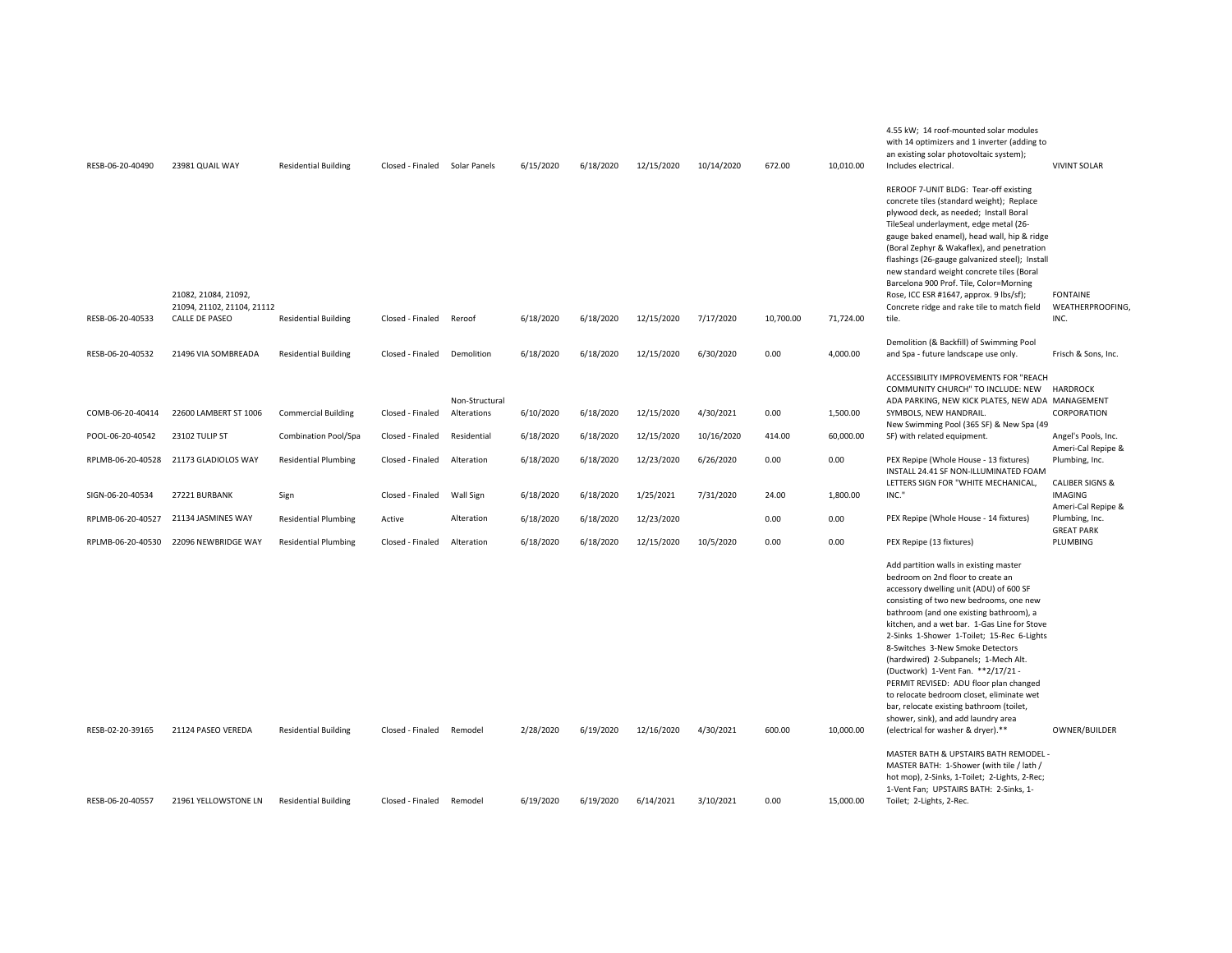| | | | | | | | | | | | | |
|---|---|---|---|---|---|---|---|---|---|---|---|---|
| RESB-06-20-40490 | 23981 QUAIL WAY | Residential Building | Closed - Finaled | Solar Panels | 6/15/2020 | 6/18/2020 | 12/15/2020 | 10/14/2020 | 672.00 | 10,010.00 | 4.55 kW; 14 roof-mounted solar modules with 14 optimizers and 1 inverter (adding to an existing solar photovoltaic system); Includes electrical. | VIVINT SOLAR |
| RESB-06-20-40533 | 21082, 21084, 21092, 21094, 21102, 21104, 21112 CALLE DE PASEO | Residential Building | Closed - Finaled | Reroof | 6/18/2020 | 6/18/2020 | 12/15/2020 | 7/17/2020 | 10,700.00 | 71,724.00 | REROOF 7-UNIT BLDG: Tear-off existing concrete tiles (standard weight); Replace plywood deck, as needed; Install Boral TileSeal underlayment, edge metal (26-gauge baked enamel), head wall, hip & ridge (Boral Zephyr & Wakaflex), and penetration flashings (26-gauge galvanized steel); Install new standard weight concrete tiles (Boral Barcelona 900 Prof. Tile, Color=Morning Rose, ICC ESR #1647, approx. 9 lbs/sf); Concrete ridge and rake tile to match field tile. | FONTAINE WEATHERPROOFING, INC. |
| RESB-06-20-40532 | 21496 VIA SOMBREADA | Residential Building | Closed - Finaled | Demolition | 6/18/2020 | 6/18/2020 | 12/15/2020 | 6/30/2020 | 0.00 | 4,000.00 | Demolition (& Backfill) of Swimming Pool and Spa - future landscape use only. | Frisch & Sons, Inc. |
| COMB-06-20-40414 | 22600 LAMBERT ST 1006 | Commercial Building | Closed - Finaled | Non-Structural Alterations | 6/10/2020 | 6/18/2020 | 12/15/2020 | 4/30/2021 | 0.00 | 1,500.00 | ACCESSIBILITY IMPROVEMENTS FOR "REACH COMMUNITY CHURCH" TO INCLUDE: NEW ADA PARKING, NEW KICK PLATES, NEW ADA SYMBOLS, NEW HANDRAIL. | HARDROCK MANAGEMENT CORPORATION |
| POOL-06-20-40542 | 23102 TULIP ST | Combination Pool/Spa | Closed - Finaled | Residential | 6/18/2020 | 6/18/2020 | 12/15/2020 | 10/16/2020 | 414.00 | 60,000.00 | New Swimming Pool (365 SF) & New Spa (49 SF) with related equipment. | Angel's Pools, Inc. |
| RPLMB-06-20-40528 | 21173 GLADIOLOS WAY | Residential Plumbing | Closed - Finaled | Alteration | 6/18/2020 | 6/18/2020 | 12/23/2020 | 6/26/2020 | 0.00 | 0.00 | PEX Repipe (Whole House - 13 fixtures) | Ameri-Cal Repipe & Plumbing, Inc. |
| SIGN-06-20-40534 | 27221 BURBANK | Sign | Closed - Finaled | Wall Sign | 6/18/2020 | 6/18/2020 | 1/25/2021 | 7/31/2020 | 24.00 | 1,800.00 | INSTALL 24.41 SF NON-ILLUMINATED FOAM LETTERS SIGN FOR "WHITE MECHANICAL, INC." | CALIBER SIGNS & IMAGING |
| RPLMB-06-20-40527 | 21134 JASMINES WAY | Residential Plumbing | Active | Alteration | 6/18/2020 | 6/18/2020 | 12/23/2020 | | 0.00 | 0.00 | PEX Repipe (Whole House - 14 fixtures) | Ameri-Cal Repipe & Plumbing, Inc. |
| RPLMB-06-20-40530 | 22096 NEWBRIDGE WAY | Residential Plumbing | Closed - Finaled | Alteration | 6/18/2020 | 6/18/2020 | 12/15/2020 | 10/5/2020 | 0.00 | 0.00 | PEX Repipe (13 fixtures) | GREAT PARK PLUMBING |
| RESB-02-20-39165 | 21124 PASEO VEREDA | Residential Building | Closed - Finaled | Remodel | 2/28/2020 | 6/19/2020 | 12/16/2020 | 4/30/2021 | 600.00 | 10,000.00 | Add partition walls in existing master bedroom on 2nd floor to create an accessory dwelling unit (ADU) of 600 SF consisting of two new bedrooms, one new bathroom (and one existing bathroom), a kitchen, and a wet bar. 1-Gas Line for Stove 2-Sinks 1-Shower 1-Toilet; 15-Rec 6-Lights 8-Switches 3-New Smoke Detectors (hardwired) 2-Subpanels; 1-Mech Alt. (Ductwork) 1-Vent Fan. **2/17/21 - PERMIT REVISED: ADU floor plan changed to relocate bedroom closet, eliminate wet bar, relocate existing bathroom (toilet, shower, sink), and add laundry area (electrical for washer & dryer).** | OWNER/BUILDER |
| RESB-06-20-40557 | 21961 YELLOWSTONE LN | Residential Building | Closed - Finaled | Remodel | 6/19/2020 | 6/19/2020 | 6/14/2021 | 3/10/2021 | 0.00 | 15,000.00 | MASTER BATH & UPSTAIRS BATH REMODEL - MASTER BATH: 1-Shower (with tile / lath / hot mop), 2-Sinks, 1-Toilet; 2-Lights, 2-Rec; 1-Vent Fan; UPSTAIRS BATH: 2-Sinks, 1-Toilet; 2-Lights, 2-Rec. | |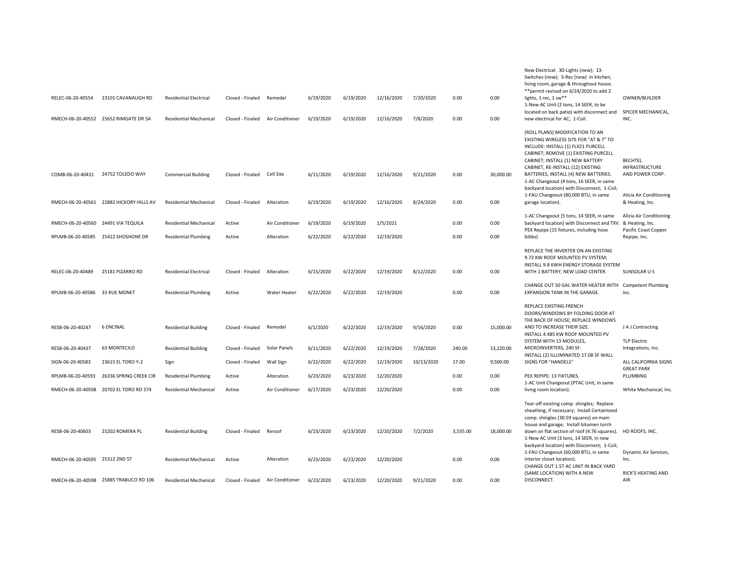| | | | | | | | | | | | | |
|---|---|---|---|---|---|---|---|---|---|---|---|---|
| RELEC-06-20-40554 | 23101 CAVANAUGH RD | Residential Electrical | Closed - Finaled | Remodel | 6/19/2020 | 6/19/2020 | 12/16/2020 | 7/20/2020 | 0.00 | 0.00 | New Electrical: 30-Lights (new); 13-Switches (new); 3-Rec (new) in kitchen, living room, garage & throughout house. **permit revised on 6/24/2020 to add 2 lights, 1 rec, 1 sw** | OWNER/BUILDER |
| RMECH-06-20-40552 | 25652 RIMGATE DR 5A | Residential Mechanical | Closed - Finaled | Air Conditioner | 6/19/2020 | 6/19/2020 | 12/16/2020 | 7/8/2020 | 0.00 | 0.00 | 1-New AC Unit (2 tons, 14 SEER, to be located on back patio) with disconnect and new electrical for AC; 1-Coil. | SPICER MECHANICAL, INC. |
| COMB-06-20-40431 | 24752 TOLEDO WAY | Commercial Building | Closed - Finaled | Cell Site | 6/11/2020 | 6/19/2020 | 12/16/2020 | 9/21/2020 | 0.00 | 30,000.00 | (ROLL PLANS) MODIFICATION TO AN EXISTING WIRELESS SITE FOR "AT & T" TO INCLUDE: INSTALL (1) FLX21 PURCELL CABINET; REMOVE (1) EXISTING PURCELL CABINET; INSTALL (1) NEW BATTERY CABINET, RE-INSTALL (12) EXISTING BATTERIES, INSTALL (4) NEW BATTERIES. | BECHTEL INFRASTRUCTURE AND POWER CORP. |
| RMECH-06-20-40561 | 22882 HICKORY HILLS AV | Residential Mechanical | Closed - Finaled | Alteration | 6/19/2020 | 6/19/2020 | 12/16/2020 | 8/24/2020 | 0.00 | 0.00 | 1-AC Changeout (4 tons, 16 SEER, in same backyard location) with Disconnect; 1-Coil; 1-FAU Changeout (80,000 BTU, in same garage location). | Alicia Air Conditioning & Heating, Inc. |
| RMECH-06-20-40560 | 24491 VIA TEQUILA | Residential Mechanical | Active | Air Conditioner | 6/19/2020 | 6/19/2020 | 1/5/2021 | | 0.00 | 0.00 | 1-AC Changeout (5 tons, 14 SEER, in same backyard location) with Disconnect and TXV. | Alicia Air Conditioning & Heating, Inc. |
| RPLMB-06-20-40585 | 25422 SHOSHONE DR | Residential Plumbing | Active | Alteration | 6/22/2020 | 6/22/2020 | 12/19/2020 | | 0.00 | 0.00 | PEX Repipe (15 fixtures, including hose bibbs) | Pacific Coast Copper Repipe, Inc. |
| RELEC-06-20-40489 | 25181 PIZARRO RD | Residential Electrical | Closed - Finaled | Alteration | 6/15/2020 | 6/22/2020 | 12/19/2020 | 8/12/2020 | 0.00 | 0.00 | REPLACE THE INVERTER ON AN EXISTING 9.72 KW ROOF MOUNTED PV SYSTEM; INSTALL 9.8 KWH ENERGY STORAGE SYSTEM WITH 1 BATTERY; NEW LOAD CENTER. | SUNSOLAR U S |
| RPLMB-06-20-40586 | 33 RUE MONET | Residential Plumbing | Active | Water Heater | 6/22/2020 | 6/22/2020 | 12/19/2020 | | 0.00 | 0.00 | CHANGE OUT 50 GAL WATER HEATER WITH EXPANSION TANK IN THE GARAGE. | Competent Plumbing Inc. |
| RESB-06-20-40247 | 6 ENCINAL | Residential Building | Closed - Finaled | Remodel | 6/1/2020 | 6/22/2020 | 12/19/2020 | 9/16/2020 | 0.00 | 15,000.00 | REPLACE EXISTING FRENCH DOORS/WINDOWS BY FOLDING DOOR AT THE BACK OF HOUSE; REPLACE WINDOWS AND TO INCREASE THEIR SIZE. | J A J Contracting |
| RESB-06-20-40437 | 63 MONTECILO | Residential Building | Closed - Finaled | Solar Panels | 6/11/2020 | 6/22/2020 | 12/19/2020 | 7/28/2020 | 240.00 | 13,220.00 | INSTALL 4.485 KW ROOF MOUNTED PV SYSTEM WITH 13 MODULES, MICROINVERTERS, 240 SF. | TLP Electric Integrations, Inc. |
| SIGN-06-20-40583 | 23615 EL TORO Y-2 | Sign | Closed - Finaled | Wall Sign | 6/22/2020 | 6/22/2020 | 12/19/2020 | 10/13/2020 | 17.00 | 9,500.00 | INSTALL (2) ILLUMINATED 17.08 SF WALL SIGNS FOR "HANDELS" | ALL CALIFORNIA SIGNS |
| RPLMB-06-20-40593 | 26336 SPRING CREEK CIR | Residential Plumbing | Active | Alteration | 6/23/2020 | 6/23/2020 | 12/20/2020 | | 0.00 | 0.00 | PEX REPIPE: 13 FIXTURES. | GREAT PARK PLUMBING |
| RMECH-06-20-40508 | 20702 EL TORO RD 374 | Residential Mechanical | Active | Air Conditioner | 6/17/2020 | 6/23/2020 | 12/20/2020 | | 0.00 | 0.00 | 1-AC Unit Changeout (PTAC Unit, in same living room location). | White Mechanical, Inc. |
| RESB-06-20-40603 | 25202 ROMERA PL | Residential Building | Closed - Finaled | Reroof | 6/23/2020 | 6/23/2020 | 12/20/2020 | 7/2/2020 | 3,535.00 | 18,000.00 | Tear-off existing comp. shingles; Replace sheathing, if necessary; Install Certainteed comp. shingles (30.59 squares) on main house and garage; Install bitumen torch down on flat section of roof (4.76 squares). | HD ROOFS, INC. |
| RMECH-06-20-40595 | 25312 2ND ST | Residential Mechanical | Active | Alteration | 6/23/2020 | 6/23/2020 | 12/20/2020 | | 0.00 | 0.00 | 1-New AC Unit (3 tons, 14 SEER, in new backyard location) with Disconnect; 1-Coil; 1-FAU Changeout (60,000 BTU, in same interior closet location). | Dynamic Air Services, Inc. |
| RMECH-06-20-40598 | 25885 TRABUCO RD 106 | Residential Mechanical | Closed - Finaled | Air Conditioner | 6/23/2020 | 6/23/2020 | 12/20/2020 | 9/21/2020 | 0.00 | 0.00 | CHANGE OUT 1.5T AC UNIT IN BACK YARD (SAME LOCATION) WITH A NEW DISCONNECT. | RICK'S HEATING AND AIR |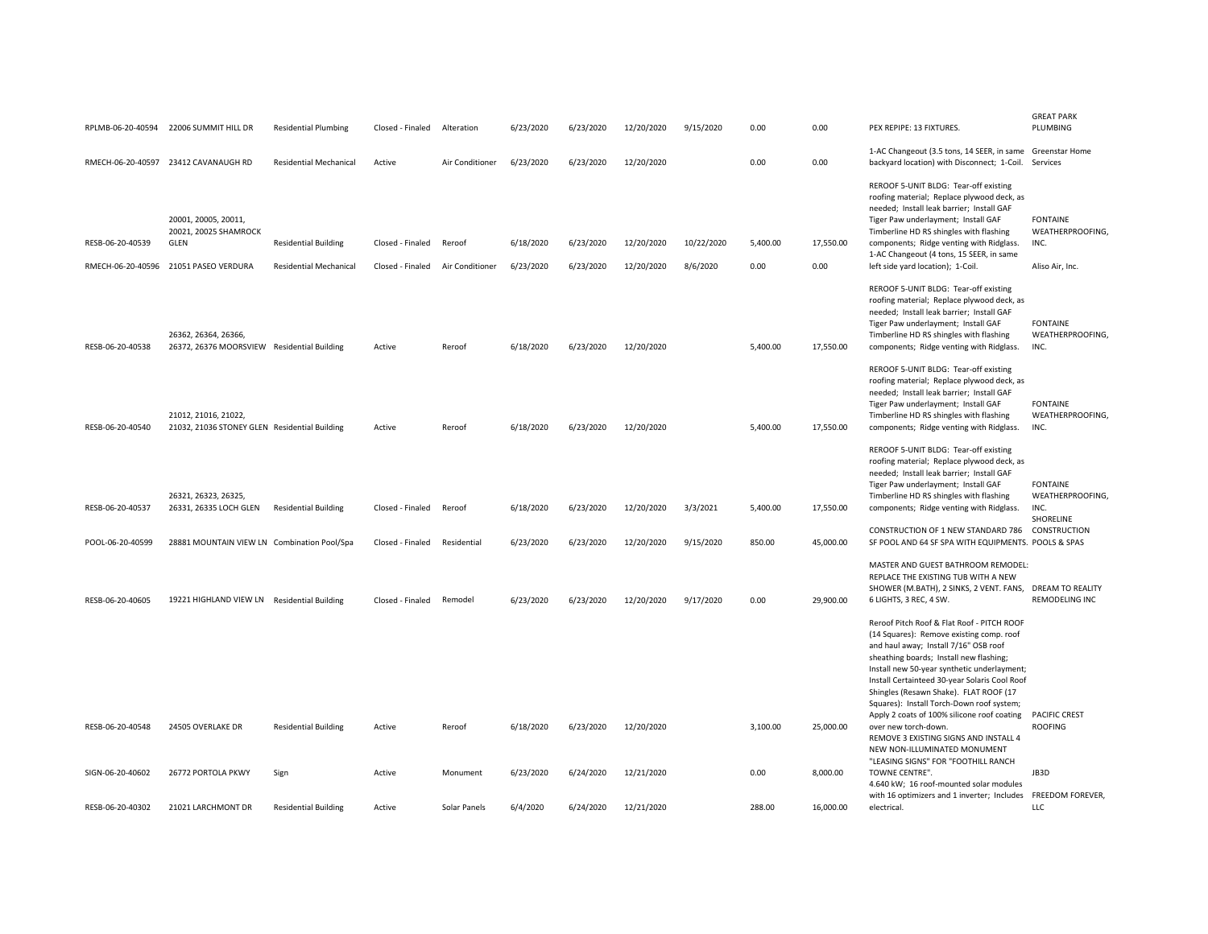| | | | | | | | | | | | | |
|---|---|---|---|---|---|---|---|---|---|---|---|---|
| RPLMB-06-20-40594 | 22006 SUMMIT HILL DR | Residential Plumbing | Closed - Finaled | Alteration | 6/23/2020 | 6/23/2020 | 12/20/2020 | 9/15/2020 | 0.00 | 0.00 | PEX REPIPE: 13 FIXTURES. | GREAT PARK PLUMBING |
| RMECH-06-20-40597 | 23412 CAVANAUGH RD | Residential Mechanical | Active | Air Conditioner | 6/23/2020 | 6/23/2020 | 12/20/2020 | | 0.00 | 0.00 | 1-AC Changeout (3.5 tons, 14 SEER, in same backyard location) with Disconnect; 1-Coil. | Greenstar Home Services |
| RESB-06-20-40539 | 20001, 20005, 20011, 20021, 20025 SHAMROCK GLEN | Residential Building | Closed - Finaled | Reroof | 6/18/2020 | 6/23/2020 | 12/20/2020 | 10/22/2020 | 5,400.00 | 17,550.00 | REROOF 5-UNIT BLDG: Tear-off existing roofing material; Replace plywood deck, as needed; Install leak barrier; Install GAF Tiger Paw underlayment; Install GAF Timberline HD RS shingles with flashing components; Ridge venting with Ridglass. | FONTAINE WEATHERPROOFING, INC. |
| RMECH-06-20-40596 | 21051 PASEO VERDURA | Residential Mechanical | Closed - Finaled | Air Conditioner | 6/23/2020 | 6/23/2020 | 12/20/2020 | 8/6/2020 | 0.00 | 0.00 | 1-AC Changeout (4 tons, 15 SEER, in same left side yard location); 1-Coil. | Aliso Air, Inc. |
| RESB-06-20-40538 | 26362, 26364, 26366, 26372, 26376 MOORSVIEW | Residential Building | Active | Reroof | 6/18/2020 | 6/23/2020 | 12/20/2020 | | 5,400.00 | 17,550.00 | REROOF 5-UNIT BLDG: Tear-off existing roofing material; Replace plywood deck, as needed; Install leak barrier; Install GAF Tiger Paw underlayment; Install GAF Timberline HD RS shingles with flashing components; Ridge venting with Ridglass. | FONTAINE WEATHERPROOFING, INC. |
| RESB-06-20-40540 | 21012, 21016, 21022, 21032, 21036 STONEY GLEN | Residential Building | Active | Reroof | 6/18/2020 | 6/23/2020 | 12/20/2020 | | 5,400.00 | 17,550.00 | REROOF 5-UNIT BLDG: Tear-off existing roofing material; Replace plywood deck, as needed; Install leak barrier; Install GAF Tiger Paw underlayment; Install GAF Timberline HD RS shingles with flashing components; Ridge venting with Ridglass. | FONTAINE WEATHERPROOFING, INC. |
| RESB-06-20-40537 | 26321, 26323, 26325, 26331, 26335 LOCH GLEN | Residential Building | Closed - Finaled | Reroof | 6/18/2020 | 6/23/2020 | 12/20/2020 | 3/3/2021 | 5,400.00 | 17,550.00 | REROOF 5-UNIT BLDG: Tear-off existing roofing material; Replace plywood deck, as needed; Install leak barrier; Install GAF Tiger Paw underlayment; Install GAF Timberline HD RS shingles with flashing components; Ridge venting with Ridglass. | FONTAINE WEATHERPROOFING, INC. |
| POOL-06-20-40599 | 28881 MOUNTAIN VIEW LN | Combination Pool/Spa | Closed - Finaled | Residential | 6/23/2020 | 6/23/2020 | 12/20/2020 | 9/15/2020 | 850.00 | 45,000.00 | CONSTRUCTION OF 1 NEW STANDARD 786 SF POOL AND 64 SF SPA WITH EQUIPMENTS. | SHORELINE CONSTRUCTION POOLS & SPAS |
| RESB-06-20-40605 | 19221 HIGHLAND VIEW LN | Residential Building | Closed - Finaled | Remodel | 6/23/2020 | 6/23/2020 | 12/20/2020 | 9/17/2020 | 0.00 | 29,900.00 | MASTER AND GUEST BATHROOM REMODEL: REPLACE THE EXISTING TUB WITH A NEW SHOWER (M.BATH), 2 SINKS, 2 VENT. FANS, 6 LIGHTS, 3 REC, 4 SW. | DREAM TO REALITY REMODELING INC |
| RESB-06-20-40548 | 24505 OVERLAKE DR | Residential Building | Active | Reroof | 6/18/2020 | 6/23/2020 | 12/20/2020 | | 3,100.00 | 25,000.00 | Reroof Pitch Roof & Flat Roof - PITCH ROOF (14 Squares): Remove existing comp. roof and haul away; Install 7/16" OSB roof sheathing boards; Install new flashing; Install new 50-year synthetic underlayment; Install Certainteed 30-year Solaris Cool Roof Shingles (Resawn Shake). FLAT ROOF (17 Squares): Install Torch-Down roof system; Apply 2 coats of 100% silicone roof coating over new torch-down. | PACIFIC CREST ROOFING |
| SIGN-06-20-40602 | 26772 PORTOLA PKWY | Sign | Active | Monument | 6/23/2020 | 6/24/2020 | 12/21/2020 | | 0.00 | 8,000.00 | REMOVE 3 EXISTING SIGNS AND INSTALL 4 NEW NON-ILLUMINATED MONUMENT "LEASING SIGNS" FOR "FOOTHILL RANCH TOWNE CENTRE". | JB3D |
| RESB-06-20-40302 | 21021 LARCHMONT DR | Residential Building | Active | Solar Panels | 6/4/2020 | 6/24/2020 | 12/21/2020 | | 288.00 | 16,000.00 | 4.640 kW; 16 roof-mounted solar modules with 16 optimizers and 1 inverter; Includes electrical. | FREEDOM FOREVER, LLC |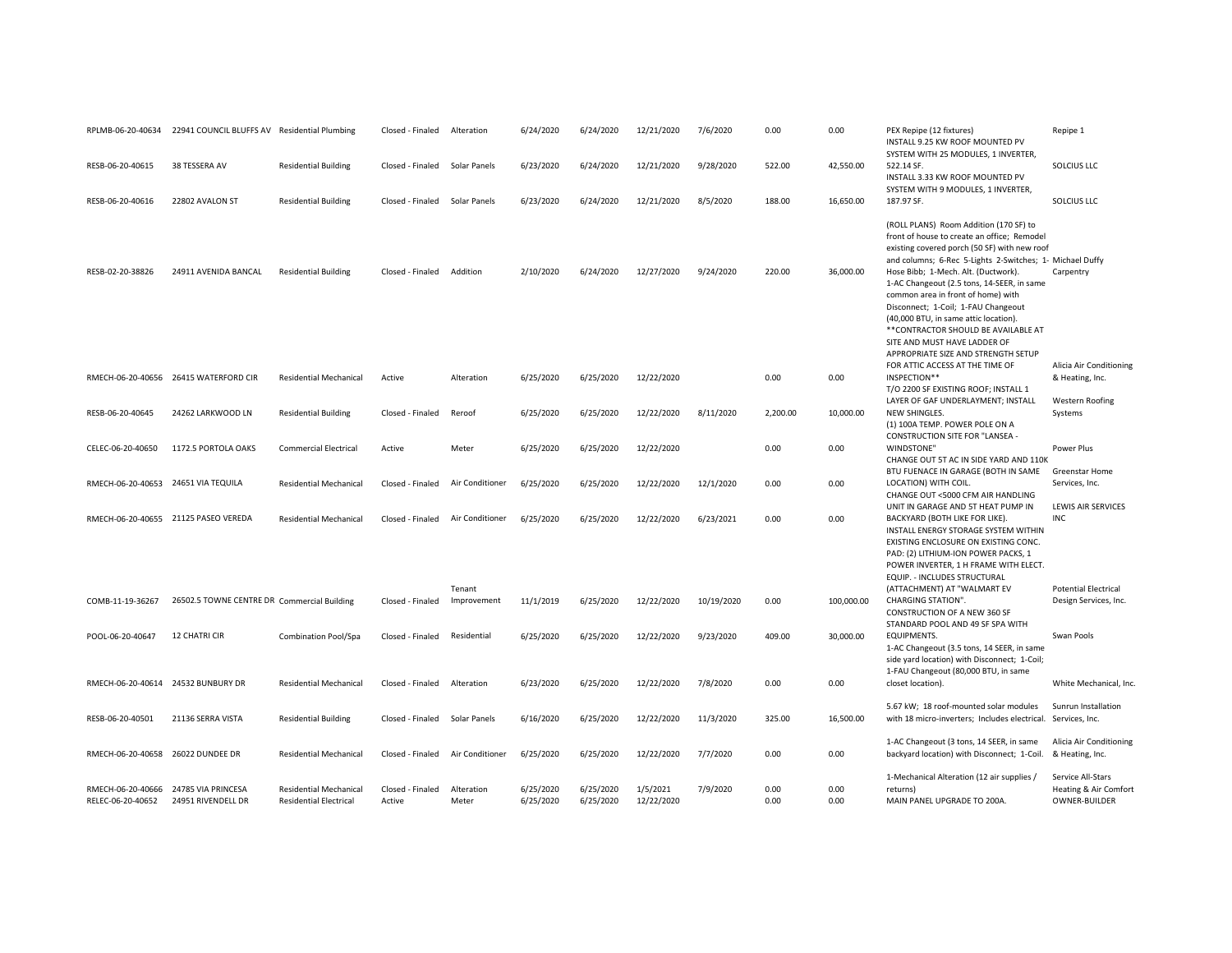| RPLMB-06-20-40634 | 22941 COUNCIL BLUFFS AV | Residential Plumbing | Closed - Finaled | Alteration | 6/24/2020 | 6/24/2020 | 12/21/2020 | 7/6/2020 | 0.00 | 0.00 | PEX Repipe (12 fixtures) | Repipe 1 |
|---|---|---|---|---|---|---|---|---|---|---|---|---|
| RESB-06-20-40615 | 38 TESSERA AV | Residential Building | Closed - Finaled | Solar Panels | 6/23/2020 | 6/24/2020 | 12/21/2020 | 9/28/2020 | 522.00 | 42,550.00 | INSTALL 9.25 KW ROOF MOUNTED PV SYSTEM WITH 25 MODULES, 1 INVERTER, 522.14 SF. | SOLCIUS LLC |
| RESB-06-20-40616 | 22802 AVALON ST | Residential Building | Closed - Finaled | Solar Panels | 6/23/2020 | 6/24/2020 | 12/21/2020 | 8/5/2020 | 188.00 | 16,650.00 | INSTALL 3.33 KW ROOF MOUNTED PV SYSTEM WITH 9 MODULES, 1 INVERTER, 187.97 SF. | SOLCIUS LLC |
| RESB-02-20-38826 | 24911 AVENIDA BANCAL | Residential Building | Closed - Finaled | Addition | 2/10/2020 | 6/24/2020 | 12/27/2020 | 9/24/2020 | 220.00 | 36,000.00 | (ROLL PLANS) Room Addition (170 SF) to front of house to create an office; Remodel existing covered porch (50 SF) with new roof and columns; 6-Rec 5-Lights 2-Switches; 1-Hose Bibb; 1-Mech. Alt. (Ductwork). | Michael Duffy Carpentry |
| RMECH-06-20-40656 | 26415 WATERFORD CIR | Residential Mechanical | Active | Alteration | 6/25/2020 | 6/25/2020 | 12/22/2020 | | 0.00 | 0.00 | 1-AC Changeout (2.5 tons, 14-SEER, in same common area in front of home) with Disconnect; 1-Coil; 1-FAU Changeout (40,000 BTU, in same attic location). **CONTRACTOR SHOULD BE AVAILABLE AT SITE AND MUST HAVE LADDER OF APPROPRIATE SIZE AND STRENGTH SETUP FOR ATTIC ACCESS AT THE TIME OF INSPECTION** | Alicia Air Conditioning & Heating, Inc. |
| RESB-06-20-40645 | 24262 LARKWOOD LN | Residential Building | Closed - Finaled | Reroof | 6/25/2020 | 6/25/2020 | 12/22/2020 | 8/11/2020 | 2,200.00 | 10,000.00 | T/O 2200 SF EXISTING ROOF; INSTALL 1 LAYER OF GAF UNDERLAYMENT; INSTALL NEW SHINGLES. | Western Roofing Systems |
| CELEC-06-20-40650 | 1172.5 PORTOLA OAKS | Commercial Electrical | Active | Meter | 6/25/2020 | 6/25/2020 | 12/22/2020 | | 0.00 | 0.00 | (1) 100A TEMP. POWER POLE ON A CONSTRUCTION SITE FOR "LANSEA - WINDSTONE" | Power Plus |
| RMECH-06-20-40653 | 24651 VIA TEQUILA | Residential Mechanical | Closed - Finaled | Air Conditioner | 6/25/2020 | 6/25/2020 | 12/22/2020 | 12/1/2020 | 0.00 | 0.00 | CHANGE OUT 5T AC IN SIDE YARD AND 110K BTU FUENACE IN GARAGE (BOTH IN SAME LOCATION) WITH COIL. | Greenstar Home Services, Inc. |
| RMECH-06-20-40655 | 21125 PASEO VEREDA | Residential Mechanical | Closed - Finaled | Air Conditioner | 6/25/2020 | 6/25/2020 | 12/22/2020 | 6/23/2021 | 0.00 | 0.00 | CHANGE OUT <5000 CFM AIR HANDLING UNIT IN GARAGE AND 5T HEAT PUMP IN BACKYARD (BOTH LIKE FOR LIKE). | LEWIS AIR SERVICES INC |
| COMB-11-19-36267 | 26502.5 TOWNE CENTRE DR | Commercial Building | Closed - Finaled | Tenant Improvement | 11/1/2019 | 6/25/2020 | 12/22/2020 | 10/19/2020 | 0.00 | 100,000.00 | INSTALL ENERGY STORAGE SYSTEM WITHIN EXISTING ENCLOSURE ON EXISTING CONC. PAD: (2) LITHIUM-ION POWER PACKS, 1 POWER INVERTER, 1 H FRAME WITH ELECT. EQUIP. - INCLUDES STRUCTURAL (ATTACHMENT) AT "WALMART EV CHARGING STATION". | Potential Electrical Design Services, Inc. |
| POOL-06-20-40647 | 12 CHATRI CIR | Combination Pool/Spa | Closed - Finaled | Residential | 6/25/2020 | 6/25/2020 | 12/22/2020 | 9/23/2020 | 409.00 | 30,000.00 | CONSTRUCTION OF A NEW 360 SF STANDARD POOL AND 49 SF SPA WITH EQUIPMENTS. | Swan Pools |
| RMECH-06-20-40614 | 24532 BUNBURY DR | Residential Mechanical | Closed - Finaled | Alteration | 6/23/2020 | 6/25/2020 | 12/22/2020 | 7/8/2020 | 0.00 | 0.00 | 1-AC Changeout (3.5 tons, 14 SEER, in same side yard location) with Disconnect; 1-Coil; 1-FAU Changeout (80,000 BTU, in same closet location). | White Mechanical, Inc. |
| RESB-06-20-40501 | 21136 SERRA VISTA | Residential Building | Closed - Finaled | Solar Panels | 6/16/2020 | 6/25/2020 | 12/22/2020 | 11/3/2020 | 325.00 | 16,500.00 | 5.67 kW; 18 roof-mounted solar modules with 18 micro-inverters; Includes electrical. | Sunrun Installation Services, Inc. |
| RMECH-06-20-40658 | 26022 DUNDEE DR | Residential Mechanical | Closed - Finaled | Air Conditioner | 6/25/2020 | 6/25/2020 | 12/22/2020 | 7/7/2020 | 0.00 | 0.00 | 1-AC Changeout (3 tons, 14 SEER, in same backyard location) with Disconnect; 1-Coil. | Alicia Air Conditioning & Heating, Inc. |
| RMECH-06-20-40666 | 24785 VIA PRINCESA | Residential Mechanical | Closed - Finaled | Alteration | 6/25/2020 | 6/25/2020 | 1/5/2021 | 7/9/2020 | 0.00 | 0.00 | 1-Mechanical Alteration (12 air supplies / returns) | Service All-Stars Heating & Air Comfort |
| RELEC-06-20-40652 | 24951 RIVENDELL DR | Residential Electrical | Active | Meter | 6/25/2020 | 6/25/2020 | 12/22/2020 | | 0.00 | 0.00 | MAIN PANEL UPGRADE TO 200A. | OWNER-BUILDER |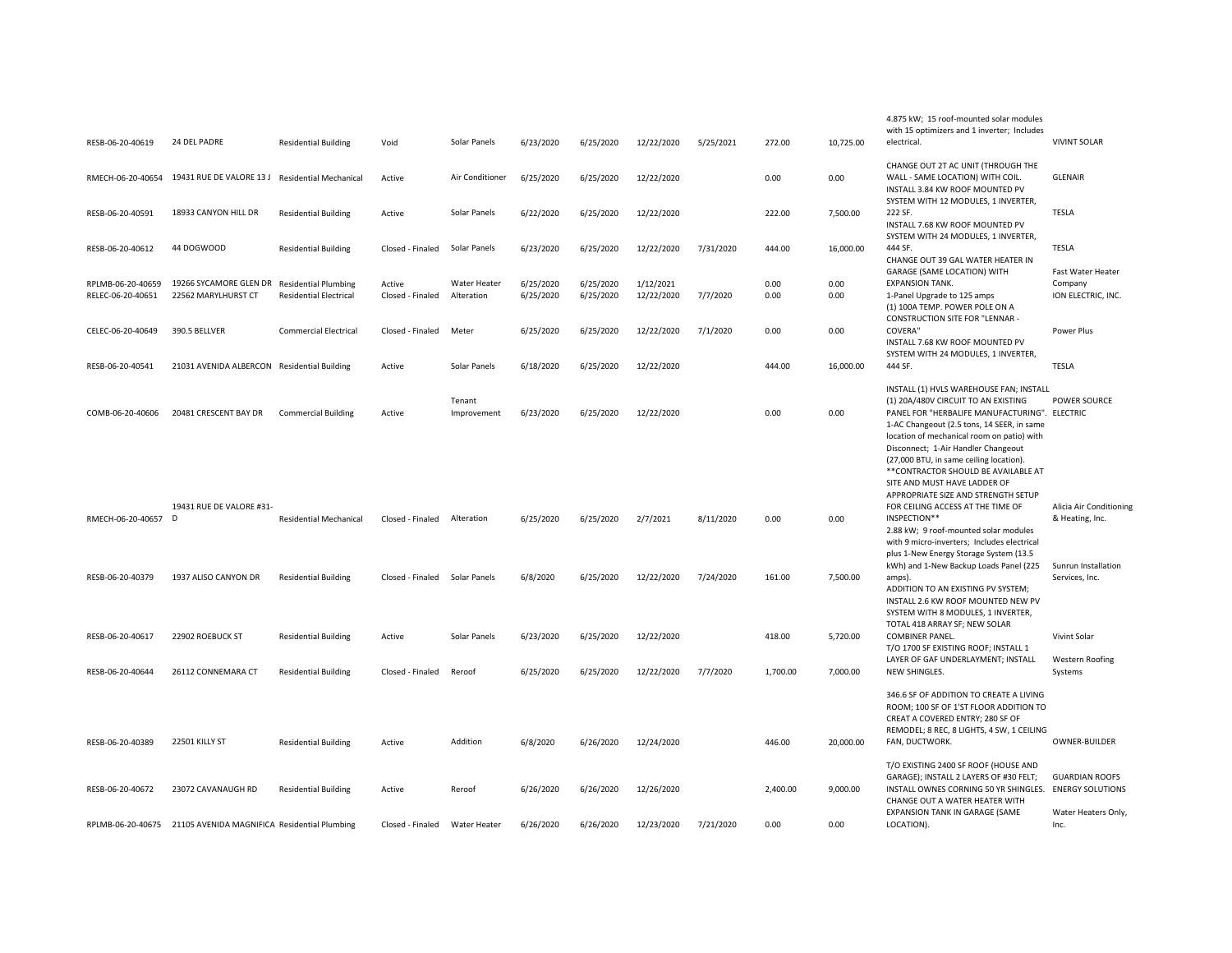| | | | | | | | | | | | | |
|---|---|---|---|---|---|---|---|---|---|---|---|---|
| RESB-06-20-40619 | 24 DEL PADRE | Residential Building | Void | Solar Panels | 6/23/2020 | 6/25/2020 | 12/22/2020 | 5/25/2021 | 272.00 | 10,725.00 | 4.875 kW; 15 roof-mounted solar modules with 15 optimizers and 1 inverter; Includes electrical. | VIVINT SOLAR |
| RMECH-06-20-40654 | 19431 RUE DE VALORE 13 J | Residential Mechanical | Active | Air Conditioner | 6/25/2020 | 6/25/2020 | 12/22/2020 | | 0.00 | 0.00 | CHANGE OUT 2T AC UNIT (THROUGH THE WALL - SAME LOCATION) WITH COIL. | GLENAIR |
| RESB-06-20-40591 | 18933 CANYON HILL DR | Residential Building | Active | Solar Panels | 6/22/2020 | 6/25/2020 | 12/22/2020 | | 222.00 | 7,500.00 | INSTALL 3.84 KW ROOF MOUNTED PV SYSTEM WITH 12 MODULES, 1 INVERTER, 222 SF. | TESLA |
| RESB-06-20-40612 | 44 DOGWOOD | Residential Building | Closed - Finaled | Solar Panels | 6/23/2020 | 6/25/2020 | 12/22/2020 | 7/31/2020 | 444.00 | 16,000.00 | INSTALL 7.68 KW ROOF MOUNTED PV SYSTEM WITH 24 MODULES, 1 INVERTER, 444 SF. | TESLA |
| RPLMB-06-20-40659 | 19266 SYCAMORE GLEN DR | Residential Plumbing | Active | Water Heater | 6/25/2020 | 6/25/2020 | 1/12/2021 | | 0.00 | 0.00 | CHANGE OUT 39 GAL WATER HEATER IN GARAGE (SAME LOCATION) WITH EXPANSION TANK. | Fast Water Heater Company |
| RELEC-06-20-40651 | 22562 MARYLHURST CT | Residential Electrical | Closed - Finaled | Alteration | 6/25/2020 | 6/25/2020 | 12/22/2020 | 7/7/2020 | 0.00 | 0.00 | 1-Panel Upgrade to 125 amps | ION ELECTRIC, INC. |
| CELEC-06-20-40649 | 390.5 BELLVER | Commercial Electrical | Closed - Finaled | Meter | 6/25/2020 | 6/25/2020 | 12/22/2020 | 7/1/2020 | 0.00 | 0.00 | (1) 100A TEMP. POWER POLE ON A CONSTRUCTION SITE FOR "LENNAR - COVERA" | Power Plus |
| RESB-06-20-40541 | 21031 AVENIDA ALBERCON | Residential Building | Active | Solar Panels | 6/18/2020 | 6/25/2020 | 12/22/2020 | | 444.00 | 16,000.00 | INSTALL 7.68 KW ROOF MOUNTED PV SYSTEM WITH 24 MODULES, 1 INVERTER, 444 SF. | TESLA |
| COMB-06-20-40606 | 20481 CRESCENT BAY DR | Commercial Building | Active | Tenant Improvement | 6/23/2020 | 6/25/2020 | 12/22/2020 | | 0.00 | 0.00 | INSTALL (1) HVLS WAREHOUSE FAN; INSTALL (1) 20A/480V CIRCUIT TO AN EXISTING PANEL FOR "HERBALIFE MANUFACTURING". | POWER SOURCE ELECTRIC |
| RMECH-06-20-40657 | 19431 RUE DE VALORE #31-D | Residential Mechanical | Closed - Finaled | Alteration | 6/25/2020 | 6/25/2020 | 2/7/2021 | 8/11/2020 | 0.00 | 0.00 | 1-AC Changeout (2.5 tons, 14 SEER, in same location of mechanical room on patio) with Disconnect; 1-Air Handler Changeout (27,000 BTU, in same ceiling location). **CONTRACTOR SHOULD BE AVAILABLE AT SITE AND MUST HAVE LADDER OF APPROPRIATE SIZE AND STRENGTH SETUP FOR CEILING ACCESS AT THE TIME OF INSPECTION** | Alicia Air Conditioning & Heating, Inc. |
| RESB-06-20-40379 | 1937 ALISO CANYON DR | Residential Building | Closed - Finaled | Solar Panels | 6/8/2020 | 6/25/2020 | 12/22/2020 | 7/24/2020 | 161.00 | 7,500.00 | 2.88 kW; 9 roof-mounted solar modules with 9 micro-inverters; Includes electrical plus 1-New Energy Storage System (13.5 kWh) and 1-New Backup Loads Panel (225 amps). | Sunrun Installation Services, Inc. |
| RESB-06-20-40617 | 22902 ROEBUCK ST | Residential Building | Active | Solar Panels | 6/23/2020 | 6/25/2020 | 12/22/2020 | | 418.00 | 5,720.00 | ADDITION TO AN EXISTING PV SYSTEM; INSTALL 2.6 KW ROOF MOUNTED NEW PV SYSTEM WITH 8 MODULES, 1 INVERTER, TOTAL 418 ARRAY SF; NEW SOLAR COMBINER PANEL. | Vivint Solar |
| RESB-06-20-40644 | 26112 CONNEMARA CT | Residential Building | Closed - Finaled | Reroof | 6/25/2020 | 6/25/2020 | 12/22/2020 | 7/7/2020 | 1,700.00 | 7,000.00 | T/O 1700 SF EXISTING ROOF; INSTALL 1 LAYER OF GAF UNDERLAYMENT; INSTALL NEW SHINGLES. | Western Roofing Systems |
| RESB-06-20-40389 | 22501 KILLY ST | Residential Building | Active | Addition | 6/8/2020 | 6/26/2020 | 12/24/2020 | | 446.00 | 20,000.00 | 346.6 SF OF ADDITION TO CREATE A LIVING ROOM; 100 SF OF 1'ST FLOOR ADDITION TO CREAT A COVERED ENTRY; 280 SF OF REMODEL; 8 REC, 8 LIGHTS, 4 SW, 1 CEILING FAN, DUCTWORK. | OWNER-BUILDER |
| RESB-06-20-40672 | 23072 CAVANAUGH RD | Residential Building | Active | Reroof | 6/26/2020 | 6/26/2020 | 12/26/2020 | | 2,400.00 | 9,000.00 | T/O EXISTING 2400 SF ROOF (HOUSE AND GARAGE); INSTALL 2 LAYERS OF #30 FELT; INSTALL OWNES CORNING 50 YR SHINGLES. | GUARDIAN ROOFS ENERGY SOLUTIONS |
| RPLMB-06-20-40675 | 21105 AVENIDA MAGNIFICA | Residential Plumbing | Closed - Finaled | Water Heater | 6/26/2020 | 6/26/2020 | 12/23/2020 | 7/21/2020 | 0.00 | 0.00 | CHANGE OUT A WATER HEATER WITH EXPANSION TANK IN GARAGE (SAME LOCATION). | Water Heaters Only, Inc. |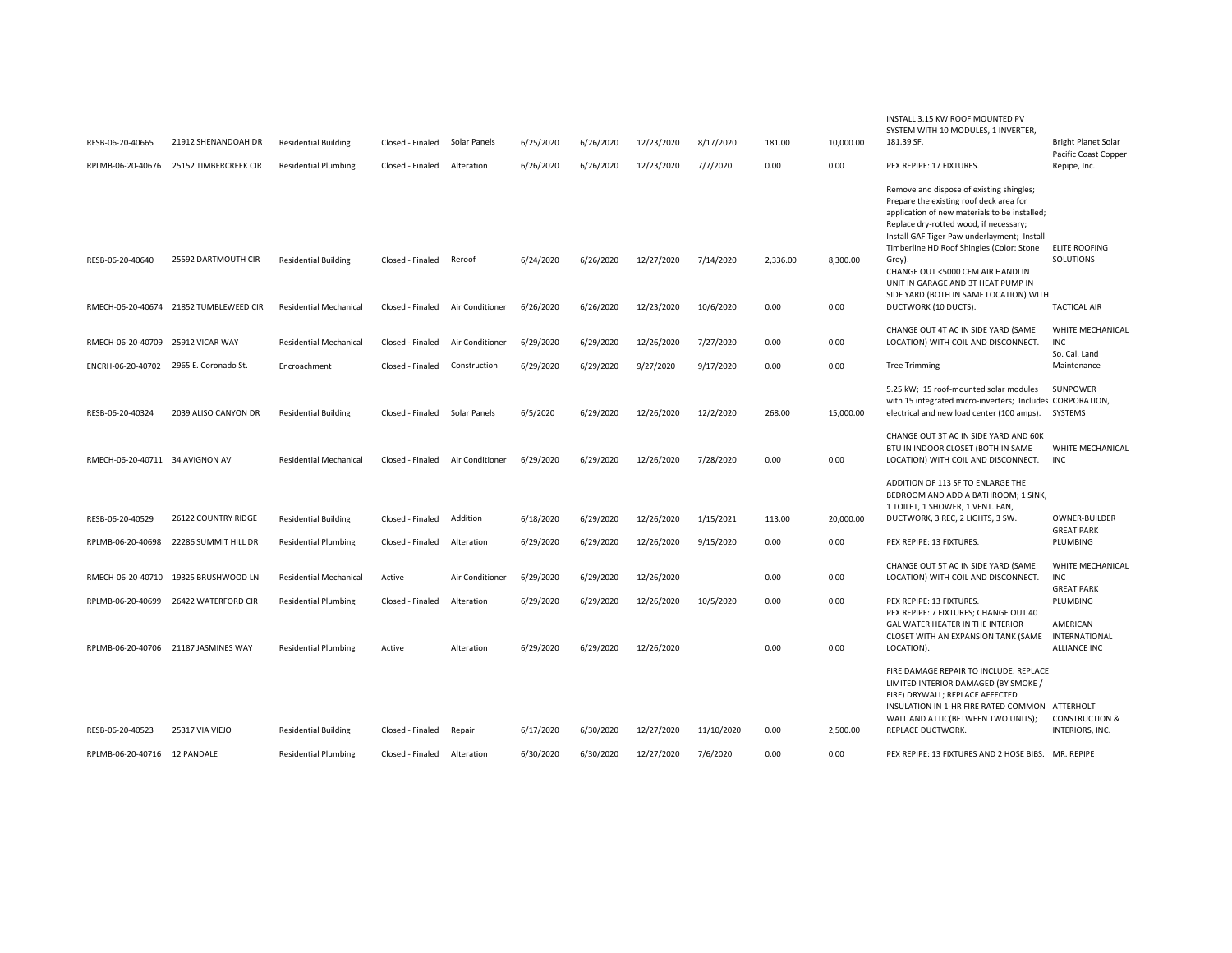| | | | | | | | | | | | | |
|---|---|---|---|---|---|---|---|---|---|---|---|---|
| RESB-06-20-40665 | 21912 SHENANDOAH DR | Residential Building | Closed - Finaled | Solar Panels | 6/25/2020 | 6/26/2020 | 12/23/2020 | 8/17/2020 | 181.00 | 10,000.00 | INSTALL 3.15 KW ROOF MOUNTED PV SYSTEM WITH 10 MODULES, 1 INVERTER, 181.39 SF. | Bright Planet Solar |
| RPLMB-06-20-40676 | 25152 TIMBERCREEK CIR | Residential Plumbing | Closed - Finaled | Alteration | 6/26/2020 | 6/26/2020 | 12/23/2020 | 7/7/2020 | 0.00 | 0.00 | PEX REPIPE: 17 FIXTURES. | Pacific Coast Copper Repipe, Inc. |
| RESB-06-20-40640 | 25592 DARTMOUTH CIR | Residential Building | Closed - Finaled | Reroof | 6/24/2020 | 6/26/2020 | 12/27/2020 | 7/14/2020 | 2,336.00 | 8,300.00 | Remove and dispose of existing shingles; Prepare the existing roof deck area for application of new materials to be installed; Replace dry-rotted wood, if necessary; Install GAF Tiger Paw underlayment; Install Timberline HD Roof Shingles (Color: Stone Grey). | ELITE ROOFING SOLUTIONS |
| RMECH-06-20-40674 | 21852 TUMBLEWEED CIR | Residential Mechanical | Closed - Finaled | Air Conditioner | 6/26/2020 | 6/26/2020 | 12/23/2020 | 10/6/2020 | 0.00 | 0.00 | CHANGE OUT <5000 CFM AIR HANDLIN UNIT IN GARAGE AND 3T HEAT PUMP IN SIDE YARD (BOTH IN SAME LOCATION) WITH DUCTWORK (10 DUCTS). | TACTICAL AIR |
| RMECH-06-20-40709 | 25912 VICAR WAY | Residential Mechanical | Closed - Finaled | Air Conditioner | 6/29/2020 | 6/29/2020 | 12/26/2020 | 7/27/2020 | 0.00 | 0.00 | CHANGE OUT 4T AC IN SIDE YARD (SAME LOCATION) WITH COIL AND DISCONNECT. | WHITE MECHANICAL INC |
| ENCRH-06-20-40702 | 2965 E. Coronado St. | Encroachment | Closed - Finaled | Construction | 6/29/2020 | 6/29/2020 | 9/27/2020 | 9/17/2020 | 0.00 | 0.00 | Tree Trimming | So. Cal. Land Maintenance |
| RESB-06-20-40324 | 2039 ALISO CANYON DR | Residential Building | Closed - Finaled | Solar Panels | 6/5/2020 | 6/29/2020 | 12/26/2020 | 12/2/2020 | 268.00 | 15,000.00 | 5.25 kW; 15 roof-mounted solar modules with 15 integrated micro-inverters; Includes electrical and new load center (100 amps). | SUNPOWER CORPORATION, SYSTEMS |
| RMECH-06-20-40711 | 34 AVIGNON AV | Residential Mechanical | Closed - Finaled | Air Conditioner | 6/29/2020 | 6/29/2020 | 12/26/2020 | 7/28/2020 | 0.00 | 0.00 | CHANGE OUT 3T AC IN SIDE YARD AND 60K BTU IN INDOOR CLOSET (BOTH IN SAME LOCATION) WITH COIL AND DISCONNECT. | WHITE MECHANICAL INC |
| RESB-06-20-40529 | 26122 COUNTRY RIDGE | Residential Building | Closed - Finaled | Addition | 6/18/2020 | 6/29/2020 | 12/26/2020 | 1/15/2021 | 113.00 | 20,000.00 | ADDITION OF 113 SF TO ENLARGE THE BEDROOM AND ADD A BATHROOM; 1 SINK, 1 TOILET, 1 SHOWER, 1 VENT. FAN, DUCTWORK, 3 REC, 2 LIGHTS, 3 SW. | OWNER-BUILDER |
| RPLMB-06-20-40698 | 22286 SUMMIT HILL DR | Residential Plumbing | Closed - Finaled | Alteration | 6/29/2020 | 6/29/2020 | 12/26/2020 | 9/15/2020 | 0.00 | 0.00 | PEX REPIPE: 13 FIXTURES. | GREAT PARK PLUMBING |
| RMECH-06-20-40710 | 19325 BRUSHWOOD LN | Residential Mechanical | Active | Air Conditioner | 6/29/2020 | 6/29/2020 | 12/26/2020 | | 0.00 | 0.00 | CHANGE OUT 5T AC IN SIDE YARD (SAME LOCATION) WITH COIL AND DISCONNECT. | WHITE MECHANICAL INC |
| RPLMB-06-20-40699 | 26422 WATERFORD CIR | Residential Plumbing | Closed - Finaled | Alteration | 6/29/2020 | 6/29/2020 | 12/26/2020 | 10/5/2020 | 0.00 | 0.00 | PEX REPIPE: 13 FIXTURES. | GREAT PARK PLUMBING |
| RPLMB-06-20-40706 | 21187 JASMINES WAY | Residential Plumbing | Active | Alteration | 6/29/2020 | 6/29/2020 | 12/26/2020 | | 0.00 | 0.00 | PEX REPIPE: 7 FIXTURES; CHANGE OUT 40 GAL WATER HEATER IN THE INTERIOR CLOSET WITH AN EXPANSION TANK (SAME LOCATION). | AMERICAN INTERNATIONAL ALLIANCE INC |
| RESB-06-20-40523 | 25317 VIA VIEJO | Residential Building | Closed - Finaled | Repair | 6/17/2020 | 6/30/2020 | 12/27/2020 | 11/10/2020 | 0.00 | 2,500.00 | FIRE DAMAGE REPAIR TO INCLUDE: REPLACE LIMITED INTERIOR DAMAGED (BY SMOKE / FIRE) DRYWALL; REPLACE AFFECTED INSULATION IN 1-HR FIRE RATED COMMON WALL AND ATTIC(BETWEEN TWO UNITS); REPLACE DUCTWORK. | ATTERHOLT CONSTRUCTION & INTERIORS, INC. |
| RPLMB-06-20-40716 | 12 PANDALE | Residential Plumbing | Closed - Finaled | Alteration | 6/30/2020 | 6/30/2020 | 12/27/2020 | 7/6/2020 | 0.00 | 0.00 | PEX REPIPE: 13 FIXTURES AND 2 HOSE BIBS. | MR. REPIPE |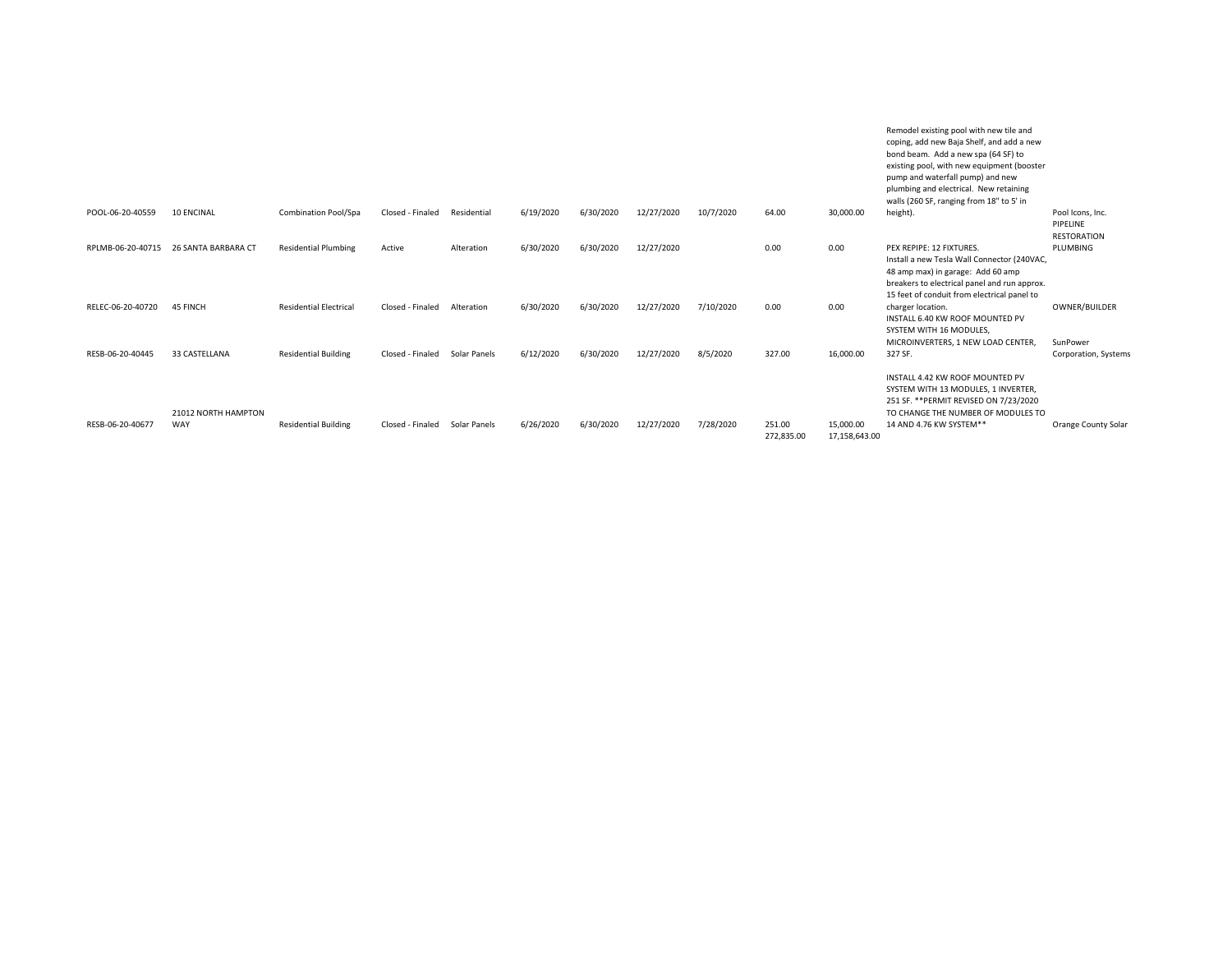| | | | | | | | | | | | | |
|---|---|---|---|---|---|---|---|---|---|---|---|---|
| POOL-06-20-40559 | 10 ENCINAL | Combination Pool/Spa | Closed - Finaled | Residential | 6/19/2020 | 6/30/2020 | 12/27/2020 | 10/7/2020 | 64.00 | 30,000.00 | Remodel existing pool with new tile and coping, add new Baja Shelf, and add a new bond beam. Add a new spa (64 SF) to existing pool, with new equipment (booster pump and waterfall pump) and new plumbing and electrical. New retaining walls (260 SF, ranging from 18" to 5' in height). | Pool Icons, Inc. |
| RPLMB-06-20-40715 | 26 SANTA BARBARA CT | Residential Plumbing | Active | Alteration | 6/30/2020 | 6/30/2020 | 12/27/2020 | | 0.00 | 0.00 | PEX REPIPE: 12 FIXTURES. | PIPELINE RESTORATION PLUMBING |
| RELEC-06-20-40720 | 45 FINCH | Residential Electrical | Closed - Finaled | Alteration | 6/30/2020 | 6/30/2020 | 12/27/2020 | 7/10/2020 | 0.00 | 0.00 | Install a new Tesla Wall Connector (240VAC, 48 amp max) in garage: Add 60 amp breakers to electrical panel and run approx. 15 feet of conduit from electrical panel to charger location. | OWNER/BUILDER |
| RESB-06-20-40445 | 33 CASTELLANA | Residential Building | Closed - Finaled | Solar Panels | 6/12/2020 | 6/30/2020 | 12/27/2020 | 8/5/2020 | 327.00 | 16,000.00 | INSTALL 6.40 KW ROOF MOUNTED PV SYSTEM WITH 16 MODULES, MICROINVERTERS, 1 NEW LOAD CENTER, 327 SF. | SunPower Corporation, Systems |
| RESB-06-20-40677 | 21012 NORTH HAMPTON WAY | Residential Building | Closed - Finaled | Solar Panels | 6/26/2020 | 6/30/2020 | 12/27/2020 | 7/28/2020 | 251.00 | 15,000.00 | INSTALL 4.42 KW ROOF MOUNTED PV SYSTEM WITH 13 MODULES, 1 INVERTER, 251 SF. **PERMIT REVISED ON 7/23/2020 TO CHANGE THE NUMBER OF MODULES TO 14 AND 4.76 KW SYSTEM** | Orange County Solar |
| | | | | | | | | | 272,835.00 | 17,158,643.00 | | |